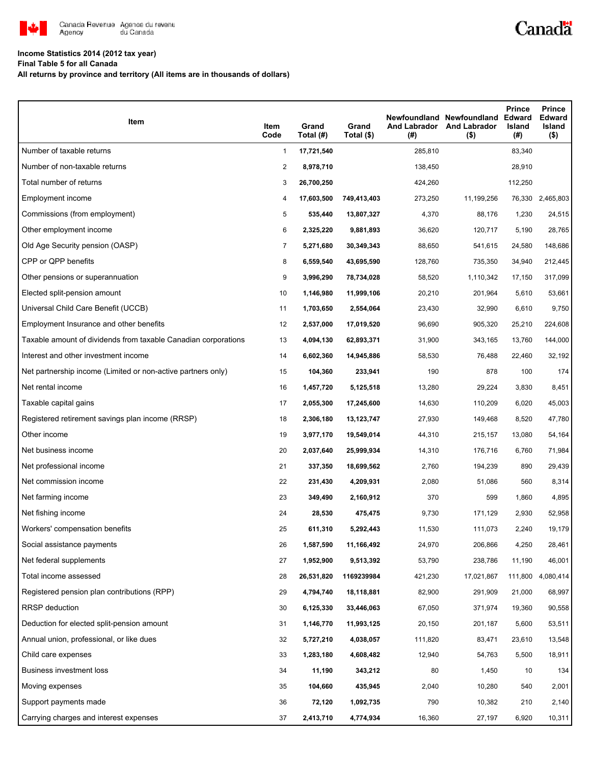Canada Revenue Agency / Agence du revenu du Canada

**Income Statistics 2014 (2012 tax year)**
**Final Table 5 for all Canada**
**All returns by province and territory (All items are in thousands of dollars)**

| Item | Item Code | Grand Total (#) | Grand Total ($) | Newfoundland And Labrador (#) | Newfoundland And Labrador ($) | Prince Edward Island (#) | Prince Edward Island ($) |
|---|---|---|---|---|---|---|---|
| Number of taxable returns | 1 | 17,721,540 | | 285,810 | | 83,340 | |
| Number of non-taxable returns | 2 | 8,978,710 | | 138,450 | | 28,910 | |
| Total number of returns | 3 | 26,700,250 | | 424,260 | | 112,250 | |
| Employment income | 4 | 17,603,500 | 749,413,403 | 273,250 | 11,199,256 | 76,330 | 2,465,803 |
| Commissions (from employment) | 5 | 535,440 | 13,807,327 | 4,370 | 88,176 | 1,230 | 24,515 |
| Other employment income | 6 | 2,325,220 | 9,881,893 | 36,620 | 120,717 | 5,190 | 28,765 |
| Old Age Security pension (OASP) | 7 | 5,271,680 | 30,349,343 | 88,650 | 541,615 | 24,580 | 148,686 |
| CPP or QPP benefits | 8 | 6,559,540 | 43,695,590 | 128,760 | 735,350 | 34,940 | 212,445 |
| Other pensions or superannuation | 9 | 3,996,290 | 78,734,028 | 58,520 | 1,110,342 | 17,150 | 317,099 |
| Elected split-pension amount | 10 | 1,146,980 | 11,999,106 | 20,210 | 201,964 | 5,610 | 53,661 |
| Universal Child Care Benefit (UCCB) | 11 | 1,703,650 | 2,554,064 | 23,430 | 32,990 | 6,610 | 9,750 |
| Employment Insurance and other benefits | 12 | 2,537,000 | 17,019,520 | 96,690 | 905,320 | 25,210 | 224,608 |
| Taxable amount of dividends from taxable Canadian corporations | 13 | 4,094,130 | 62,893,371 | 31,900 | 343,165 | 13,760 | 144,000 |
| Interest and other investment income | 14 | 6,602,360 | 14,945,886 | 58,530 | 76,488 | 22,460 | 32,192 |
| Net partnership income (Limited or non-active partners only) | 15 | 104,360 | 233,941 | 190 | 878 | 100 | 174 |
| Net rental income | 16 | 1,457,720 | 5,125,518 | 13,280 | 29,224 | 3,830 | 8,451 |
| Taxable capital gains | 17 | 2,055,300 | 17,245,600 | 14,630 | 110,209 | 6,020 | 45,003 |
| Registered retirement savings plan income (RRSP) | 18 | 2,306,180 | 13,123,747 | 27,930 | 149,468 | 8,520 | 47,780 |
| Other income | 19 | 3,977,170 | 19,549,014 | 44,310 | 215,157 | 13,080 | 54,164 |
| Net business income | 20 | 2,037,640 | 25,999,934 | 14,310 | 176,716 | 6,760 | 71,984 |
| Net professional income | 21 | 337,350 | 18,699,562 | 2,760 | 194,239 | 890 | 29,439 |
| Net commission income | 22 | 231,430 | 4,209,931 | 2,080 | 51,086 | 560 | 8,314 |
| Net farming income | 23 | 349,490 | 2,160,912 | 370 | 599 | 1,860 | 4,895 |
| Net fishing income | 24 | 28,530 | 475,475 | 9,730 | 171,129 | 2,930 | 52,958 |
| Workers' compensation benefits | 25 | 611,310 | 5,292,443 | 11,530 | 111,073 | 2,240 | 19,179 |
| Social assistance payments | 26 | 1,587,590 | 11,166,492 | 24,970 | 206,866 | 4,250 | 28,461 |
| Net federal supplements | 27 | 1,952,900 | 9,513,392 | 53,790 | 238,786 | 11,190 | 46,001 |
| Total income assessed | 28 | 26,531,820 | 1169239984 | 421,230 | 17,021,867 | 111,800 | 4,080,414 |
| Registered pension plan contributions (RPP) | 29 | 4,794,740 | 18,118,881 | 82,900 | 291,909 | 21,000 | 68,997 |
| RRSP deduction | 30 | 6,125,330 | 33,446,063 | 67,050 | 371,974 | 19,360 | 90,558 |
| Deduction for elected split-pension amount | 31 | 1,146,770 | 11,993,125 | 20,150 | 201,187 | 5,600 | 53,511 |
| Annual union, professional, or like dues | 32 | 5,727,210 | 4,038,057 | 111,820 | 83,471 | 23,610 | 13,548 |
| Child care expenses | 33 | 1,283,180 | 4,608,482 | 12,940 | 54,763 | 5,500 | 18,911 |
| Business investment loss | 34 | 11,190 | 343,212 | 80 | 1,450 | 10 | 134 |
| Moving expenses | 35 | 104,660 | 435,945 | 2,040 | 10,280 | 540 | 2,001 |
| Support payments made | 36 | 72,120 | 1,092,735 | 790 | 10,382 | 210 | 2,140 |
| Carrying charges and interest expenses | 37 | 2,413,710 | 4,774,934 | 16,360 | 27,197 | 6,920 | 10,311 |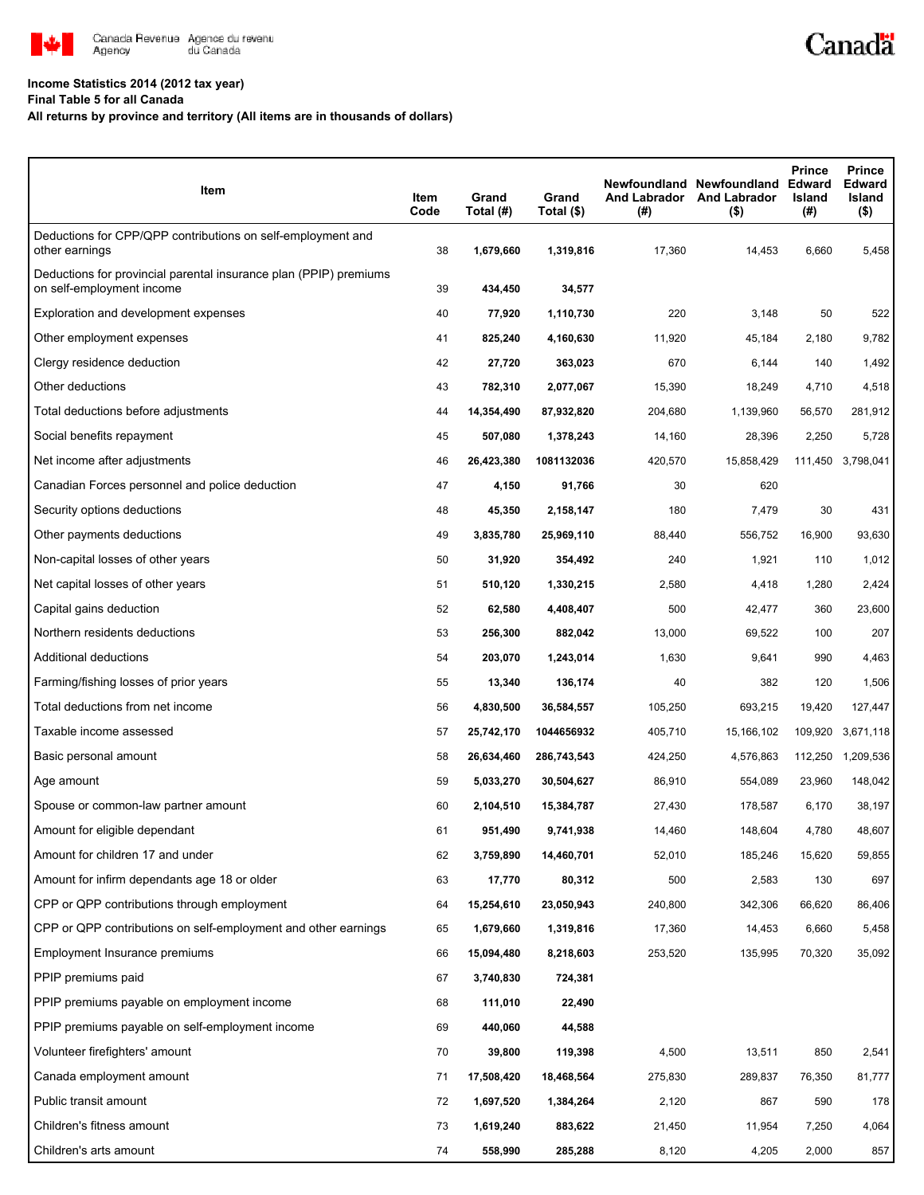**Income Statistics 2014 (2012 tax year)**
**Final Table 5 for all Canada**
**All returns by province and territory (All items are in thousands of dollars)**

| Item | Item Code | Grand Total (#) | Grand Total ($) | Newfoundland And Labrador (#) | Newfoundland And Labrador ($) | Prince Edward Island (#) | Prince Edward Island ($) |
|---|---|---|---|---|---|---|---|
| Deductions for CPP/QPP contributions on self-employment and other earnings | 38 | **1,679,660** | **1,319,816** | 17,360 | 14,453 | 6,660 | 5,458 |
| Deductions for provincial parental insurance plan (PPIP) premiums on self-employment income | 39 | **434,450** | **34,577** | | | | |
| Exploration and development expenses | 40 | **77,920** | **1,110,730** | 220 | 3,148 | 50 | 522 |
| Other employment expenses | 41 | **825,240** | **4,160,630** | 11,920 | 45,184 | 2,180 | 9,782 |
| Clergy residence deduction | 42 | **27,720** | **363,023** | 670 | 6,144 | 140 | 1,492 |
| Other deductions | 43 | **782,310** | **2,077,067** | 15,390 | 18,249 | 4,710 | 4,518 |
| Total deductions before adjustments | 44 | **14,354,490** | **87,932,820** | 204,680 | 1,139,960 | 56,570 | 281,912 |
| Social benefits repayment | 45 | **507,080** | **1,378,243** | 14,160 | 28,396 | 2,250 | 5,728 |
| Net income after adjustments | 46 | **26,423,380** | **1081132036** | 420,570 | 15,858,429 | 111,450 | 3,798,041 |
| Canadian Forces personnel and police deduction | 47 | **4,150** | **91,766** | 30 | 620 | | |
| Security options deductions | 48 | **45,350** | **2,158,147** | 180 | 7,479 | 30 | 431 |
| Other payments deductions | 49 | **3,835,780** | **25,969,110** | 88,440 | 556,752 | 16,900 | 93,630 |
| Non-capital losses of other years | 50 | **31,920** | **354,492** | 240 | 1,921 | 110 | 1,012 |
| Net capital losses of other years | 51 | **510,120** | **1,330,215** | 2,580 | 4,418 | 1,280 | 2,424 |
| Capital gains deduction | 52 | **62,580** | **4,408,407** | 500 | 42,477 | 360 | 23,600 |
| Northern residents deductions | 53 | **256,300** | **882,042** | 13,000 | 69,522 | 100 | 207 |
| Additional deductions | 54 | **203,070** | **1,243,014** | 1,630 | 9,641 | 990 | 4,463 |
| Farming/fishing losses of prior years | 55 | **13,340** | **136,174** | 40 | 382 | 120 | 1,506 |
| Total deductions from net income | 56 | **4,830,500** | **36,584,557** | 105,250 | 693,215 | 19,420 | 127,447 |
| Taxable income assessed | 57 | **25,742,170** | **1044656932** | 405,710 | 15,166,102 | 109,920 | 3,671,118 |
| Basic personal amount | 58 | **26,634,460** | **286,743,543** | 424,250 | 4,576,863 | 112,250 | 1,209,536 |
| Age amount | 59 | **5,033,270** | **30,504,627** | 86,910 | 554,089 | 23,960 | 148,042 |
| Spouse or common-law partner amount | 60 | **2,104,510** | **15,384,787** | 27,430 | 178,587 | 6,170 | 38,197 |
| Amount for eligible dependant | 61 | **951,490** | **9,741,938** | 14,460 | 148,604 | 4,780 | 48,607 |
| Amount for children 17 and under | 62 | **3,759,890** | **14,460,701** | 52,010 | 185,246 | 15,620 | 59,855 |
| Amount for infirm dependants age 18 or older | 63 | **17,770** | **80,312** | 500 | 2,583 | 130 | 697 |
| CPP or QPP contributions through employment | 64 | **15,254,610** | **23,050,943** | 240,800 | 342,306 | 66,620 | 86,406 |
| CPP or QPP contributions on self-employment and other earnings | 65 | **1,679,660** | **1,319,816** | 17,360 | 14,453 | 6,660 | 5,458 |
| Employment Insurance premiums | 66 | **15,094,480** | **8,218,603** | 253,520 | 135,995 | 70,320 | 35,092 |
| PPIP premiums paid | 67 | **3,740,830** | **724,381** | | | | |
| PPIP premiums payable on employment income | 68 | **111,010** | **22,490** | | | | |
| PPIP premiums payable on self-employment income | 69 | **440,060** | **44,588** | | | | |
| Volunteer firefighters' amount | 70 | **39,800** | **119,398** | 4,500 | 13,511 | 850 | 2,541 |
| Canada employment amount | 71 | **17,508,420** | **18,468,564** | 275,830 | 289,837 | 76,350 | 81,777 |
| Public transit amount | 72 | **1,697,520** | **1,384,264** | 2,120 | 867 | 590 | 178 |
| Children's fitness amount | 73 | **1,619,240** | **883,622** | 21,450 | 11,954 | 7,250 | 4,064 |
| Children's arts amount | 74 | **558,990** | **285,288** | 8,120 | 4,205 | 2,000 | 857 |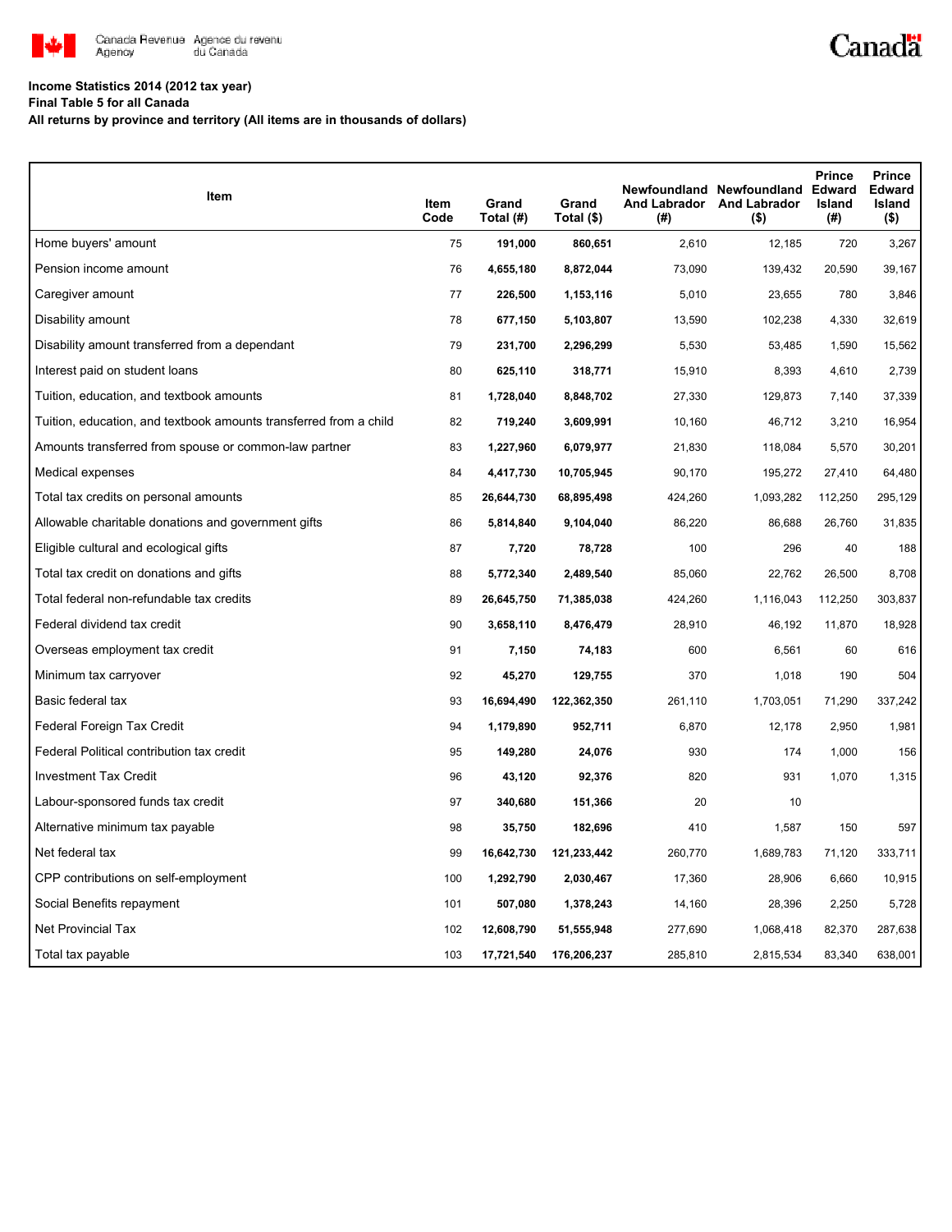Canada Revenue Agency / Agence du revenu du Canada

**Income Statistics 2014 (2012 tax year)**
**Final Table 5 for all Canada**
**All returns by province and territory (All items are in thousands of dollars)**

| Item | Item Code | Grand Total (#) | Grand Total ($) | Newfoundland And Labrador (#) | Newfoundland And Labrador ($) | Prince Edward Island (#) | Prince Edward Island ($) |
|---|---|---|---|---|---|---|---|
| Home buyers' amount | 75 | **191,000** | **860,651** | 2,610 | 12,185 | 720 | 3,267 |
| Pension income amount | 76 | **4,655,180** | **8,872,044** | 73,090 | 139,432 | 20,590 | 39,167 |
| Caregiver amount | 77 | **226,500** | **1,153,116** | 5,010 | 23,655 | 780 | 3,846 |
| Disability amount | 78 | **677,150** | **5,103,807** | 13,590 | 102,238 | 4,330 | 32,619 |
| Disability amount transferred from a dependant | 79 | **231,700** | **2,296,299** | 5,530 | 53,485 | 1,590 | 15,562 |
| Interest paid on student loans | 80 | **625,110** | **318,771** | 15,910 | 8,393 | 4,610 | 2,739 |
| Tuition, education, and textbook amounts | 81 | **1,728,040** | **8,848,702** | 27,330 | 129,873 | 7,140 | 37,339 |
| Tuition, education, and textbook amounts transferred from a child | 82 | **719,240** | **3,609,991** | 10,160 | 46,712 | 3,210 | 16,954 |
| Amounts transferred from spouse or common-law partner | 83 | **1,227,960** | **6,079,977** | 21,830 | 118,084 | 5,570 | 30,201 |
| Medical expenses | 84 | **4,417,730** | **10,705,945** | 90,170 | 195,272 | 27,410 | 64,480 |
| Total tax credits on personal amounts | 85 | **26,644,730** | **68,895,498** | 424,260 | 1,093,282 | 112,250 | 295,129 |
| Allowable charitable donations and government gifts | 86 | **5,814,840** | **9,104,040** | 86,220 | 86,688 | 26,760 | 31,835 |
| Eligible cultural and ecological gifts | 87 | **7,720** | **78,728** | 100 | 296 | 40 | 188 |
| Total tax credit on donations and gifts | 88 | **5,772,340** | **2,489,540** | 85,060 | 22,762 | 26,500 | 8,708 |
| Total federal non-refundable tax credits | 89 | **26,645,750** | **71,385,038** | 424,260 | 1,116,043 | 112,250 | 303,837 |
| Federal dividend tax credit | 90 | **3,658,110** | **8,476,479** | 28,910 | 46,192 | 11,870 | 18,928 |
| Overseas employment tax credit | 91 | **7,150** | **74,183** | 600 | 6,561 | 60 | 616 |
| Minimum tax carryover | 92 | **45,270** | **129,755** | 370 | 1,018 | 190 | 504 |
| Basic federal tax | 93 | **16,694,490** | **122,362,350** | 261,110 | 1,703,051 | 71,290 | 337,242 |
| Federal Foreign Tax Credit | 94 | **1,179,890** | **952,711** | 6,870 | 12,178 | 2,950 | 1,981 |
| Federal Political contribution tax credit | 95 | **149,280** | **24,076** | 930 | 174 | 1,000 | 156 |
| Investment Tax Credit | 96 | **43,120** | **92,376** | 820 | 931 | 1,070 | 1,315 |
| Labour-sponsored funds tax credit | 97 | **340,680** | **151,366** | 20 | 10 | | |
| Alternative minimum tax payable | 98 | **35,750** | **182,696** | 410 | 1,587 | 150 | 597 |
| Net federal tax | 99 | **16,642,730** | **121,233,442** | 260,770 | 1,689,783 | 71,120 | 333,711 |
| CPP contributions on self-employment | 100 | **1,292,790** | **2,030,467** | 17,360 | 28,906 | 6,660 | 10,915 |
| Social Benefits repayment | 101 | **507,080** | **1,378,243** | 14,160 | 28,396 | 2,250 | 5,728 |
| Net Provincial Tax | 102 | **12,608,790** | **51,555,948** | 277,690 | 1,068,418 | 82,370 | 287,638 |
| Total tax payable | 103 | **17,721,540** | **176,206,237** | 285,810 | 2,815,534 | 83,340 | 638,001 |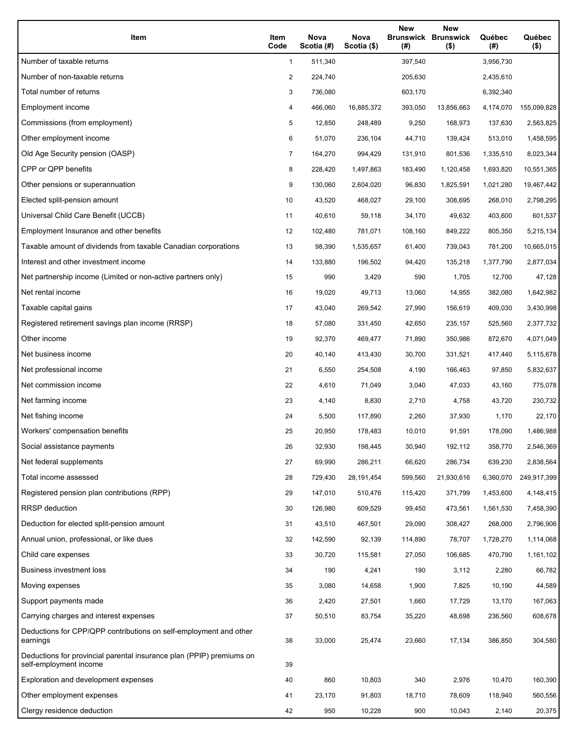| Item | Item Code | Nova Scotia (#) | Nova Scotia ($) | New Brunswick (#) | New Brunswick ($) | Québec (#) | Québec ($) |
|---|---|---|---|---|---|---|---|
| Number of taxable returns | 1 | 511,340 | | 397,540 | | 3,956,730 | |
| Number of non-taxable returns | 2 | 224,740 | | 205,630 | | 2,435,610 | |
| Total number of returns | 3 | 736,080 | | 603,170 | | 6,392,340 | |
| Employment income | 4 | 466,060 | 16,885,372 | 393,050 | 13,856,663 | 4,174,070 | 155,099,828 |
| Commissions (from employment) | 5 | 12,850 | 248,489 | 9,250 | 168,973 | 137,630 | 2,563,825 |
| Other employment income | 6 | 51,070 | 236,104 | 44,710 | 139,424 | 513,010 | 1,458,595 |
| Old Age Security pension (OASP) | 7 | 164,270 | 994,429 | 131,910 | 801,536 | 1,335,510 | 8,023,344 |
| CPP or QPP benefits | 8 | 228,420 | 1,497,863 | 183,490 | 1,120,458 | 1,693,820 | 10,551,365 |
| Other pensions or superannuation | 9 | 130,060 | 2,604,020 | 96,830 | 1,825,591 | 1,021,280 | 19,467,442 |
| Elected split-pension amount | 10 | 43,520 | 468,027 | 29,100 | 308,695 | 268,010 | 2,798,295 |
| Universal Child Care Benefit (UCCB) | 11 | 40,610 | 59,118 | 34,170 | 49,632 | 403,600 | 601,537 |
| Employment Insurance and other benefits | 12 | 102,480 | 781,071 | 108,160 | 849,222 | 805,350 | 5,215,134 |
| Taxable amount of dividends from taxable Canadian corporations | 13 | 98,390 | 1,535,657 | 61,400 | 739,043 | 781,200 | 10,665,015 |
| Interest and other investment income | 14 | 133,880 | 196,502 | 94,420 | 135,218 | 1,377,790 | 2,877,034 |
| Net partnership income (Limited or non-active partners only) | 15 | 990 | 3,429 | 590 | 1,705 | 12,700 | 47,128 |
| Net rental income | 16 | 19,020 | 49,713 | 13,060 | 14,955 | 382,080 | 1,642,982 |
| Taxable capital gains | 17 | 43,040 | 269,542 | 27,990 | 156,619 | 409,030 | 3,430,998 |
| Registered retirement savings plan income (RRSP) | 18 | 57,080 | 331,450 | 42,650 | 235,157 | 525,560 | 2,377,732 |
| Other income | 19 | 92,370 | 469,477 | 71,890 | 350,986 | 872,670 | 4,071,049 |
| Net business income | 20 | 40,140 | 413,430 | 30,700 | 331,521 | 417,440 | 5,115,678 |
| Net professional income | 21 | 6,550 | 254,508 | 4,190 | 166,463 | 97,850 | 5,832,637 |
| Net commission income | 22 | 4,610 | 71,049 | 3,040 | 47,033 | 43,160 | 775,078 |
| Net farming income | 23 | 4,140 | 8,830 | 2,710 | 4,758 | 43,720 | 230,732 |
| Net fishing income | 24 | 5,500 | 117,890 | 2,260 | 37,930 | 1,170 | 22,170 |
| Workers' compensation benefits | 25 | 20,950 | 178,483 | 10,010 | 91,591 | 178,090 | 1,486,988 |
| Social assistance payments | 26 | 32,930 | 198,445 | 30,940 | 192,112 | 358,770 | 2,546,369 |
| Net federal supplements | 27 | 69,990 | 286,211 | 66,620 | 286,734 | 639,230 | 2,838,564 |
| Total income assessed | 28 | 729,430 | 28,191,454 | 599,560 | 21,930,616 | 6,360,070 | 249,917,399 |
| Registered pension plan contributions (RPP) | 29 | 147,010 | 510,476 | 115,420 | 371,799 | 1,453,600 | 4,148,415 |
| RRSP deduction | 30 | 126,980 | 609,529 | 99,450 | 473,561 | 1,561,530 | 7,458,390 |
| Deduction for elected split-pension amount | 31 | 43,510 | 467,501 | 29,090 | 308,427 | 268,000 | 2,796,906 |
| Annual union, professional, or like dues | 32 | 142,590 | 92,139 | 114,890 | 78,707 | 1,728,270 | 1,114,068 |
| Child care expenses | 33 | 30,720 | 115,581 | 27,050 | 106,685 | 470,790 | 1,161,102 |
| Business investment loss | 34 | 190 | 4,241 | 190 | 3,112 | 2,280 | 66,782 |
| Moving expenses | 35 | 3,080 | 14,658 | 1,900 | 7,825 | 10,190 | 44,589 |
| Support payments made | 36 | 2,420 | 27,501 | 1,660 | 17,729 | 13,170 | 167,063 |
| Carrying charges and interest expenses | 37 | 50,510 | 83,754 | 35,220 | 48,698 | 236,560 | 608,678 |
| Deductions for CPP/QPP contributions on self-employment and other earnings | 38 | 33,000 | 25,474 | 23,660 | 17,134 | 386,850 | 304,580 |
| Deductions for provincial parental insurance plan (PPIP) premiums on self-employment income | 39 | | | | | | |
| Exploration and development expenses | 40 | 860 | 10,803 | 340 | 2,976 | 10,470 | 160,390 |
| Other employment expenses | 41 | 23,170 | 91,803 | 18,710 | 78,609 | 118,940 | 560,556 |
| Clergy residence deduction | 42 | 950 | 10,228 | 900 | 10,043 | 2,140 | 20,375 |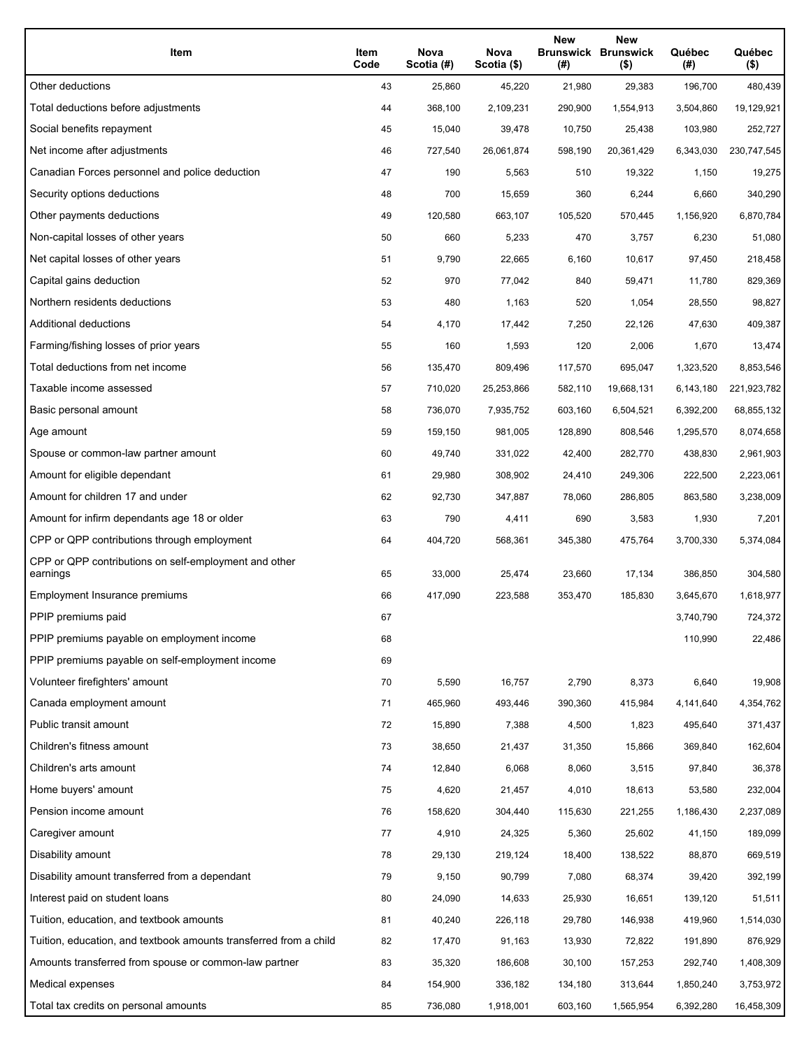| Item | Item Code | Nova Scotia (#) | Nova Scotia ($) | New Brunswick (#) | New Brunswick ($) | Québec (#) | Québec ($) |
|---|---|---|---|---|---|---|---|
| Other deductions | 43 | 25,860 | 45,220 | 21,980 | 29,383 | 196,700 | 480,439 |
| Total deductions before adjustments | 44 | 368,100 | 2,109,231 | 290,900 | 1,554,913 | 3,504,860 | 19,129,921 |
| Social benefits repayment | 45 | 15,040 | 39,478 | 10,750 | 25,438 | 103,980 | 252,727 |
| Net income after adjustments | 46 | 727,540 | 26,061,874 | 598,190 | 20,361,429 | 6,343,030 | 230,747,545 |
| Canadian Forces personnel and police deduction | 47 | 190 | 5,563 | 510 | 19,322 | 1,150 | 19,275 |
| Security options deductions | 48 | 700 | 15,659 | 360 | 6,244 | 6,660 | 340,290 |
| Other payments deductions | 49 | 120,580 | 663,107 | 105,520 | 570,445 | 1,156,920 | 6,870,784 |
| Non-capital losses of other years | 50 | 660 | 5,233 | 470 | 3,757 | 6,230 | 51,080 |
| Net capital losses of other years | 51 | 9,790 | 22,665 | 6,160 | 10,617 | 97,450 | 218,458 |
| Capital gains deduction | 52 | 970 | 77,042 | 840 | 59,471 | 11,780 | 829,369 |
| Northern residents deductions | 53 | 480 | 1,163 | 520 | 1,054 | 28,550 | 98,827 |
| Additional deductions | 54 | 4,170 | 17,442 | 7,250 | 22,126 | 47,630 | 409,387 |
| Farming/fishing losses of prior years | 55 | 160 | 1,593 | 120 | 2,006 | 1,670 | 13,474 |
| Total deductions from net income | 56 | 135,470 | 809,496 | 117,570 | 695,047 | 1,323,520 | 8,853,546 |
| Taxable income assessed | 57 | 710,020 | 25,253,866 | 582,110 | 19,668,131 | 6,143,180 | 221,923,782 |
| Basic personal amount | 58 | 736,070 | 7,935,752 | 603,160 | 6,504,521 | 6,392,200 | 68,855,132 |
| Age amount | 59 | 159,150 | 981,005 | 128,890 | 808,546 | 1,295,570 | 8,074,658 |
| Spouse or common-law partner amount | 60 | 49,740 | 331,022 | 42,400 | 282,770 | 438,830 | 2,961,903 |
| Amount for eligible dependant | 61 | 29,980 | 308,902 | 24,410 | 249,306 | 222,500 | 2,223,061 |
| Amount for children 17 and under | 62 | 92,730 | 347,887 | 78,060 | 286,805 | 863,580 | 3,238,009 |
| Amount for infirm dependants age 18 or older | 63 | 790 | 4,411 | 690 | 3,583 | 1,930 | 7,201 |
| CPP or QPP contributions through employment | 64 | 404,720 | 568,361 | 345,380 | 475,764 | 3,700,330 | 5,374,084 |
| CPP or QPP contributions on self-employment and other earnings | 65 | 33,000 | 25,474 | 23,660 | 17,134 | 386,850 | 304,580 |
| Employment Insurance premiums | 66 | 417,090 | 223,588 | 353,470 | 185,830 | 3,645,670 | 1,618,977 |
| PPIP premiums paid | 67 | | | | | 3,740,790 | 724,372 |
| PPIP premiums payable on employment income | 68 | | | | | 110,990 | 22,486 |
| PPIP premiums payable on self-employment income | 69 | | | | | | |
| Volunteer firefighters' amount | 70 | 5,590 | 16,757 | 2,790 | 8,373 | 6,640 | 19,908 |
| Canada employment amount | 71 | 465,960 | 493,446 | 390,360 | 415,984 | 4,141,640 | 4,354,762 |
| Public transit amount | 72 | 15,890 | 7,388 | 4,500 | 1,823 | 495,640 | 371,437 |
| Children's fitness amount | 73 | 38,650 | 21,437 | 31,350 | 15,866 | 369,840 | 162,604 |
| Children's arts amount | 74 | 12,840 | 6,068 | 8,060 | 3,515 | 97,840 | 36,378 |
| Home buyers' amount | 75 | 4,620 | 21,457 | 4,010 | 18,613 | 53,580 | 232,004 |
| Pension income amount | 76 | 158,620 | 304,440 | 115,630 | 221,255 | 1,186,430 | 2,237,089 |
| Caregiver amount | 77 | 4,910 | 24,325 | 5,360 | 25,602 | 41,150 | 189,099 |
| Disability amount | 78 | 29,130 | 219,124 | 18,400 | 138,522 | 88,870 | 669,519 |
| Disability amount transferred from a dependant | 79 | 9,150 | 90,799 | 7,080 | 68,374 | 39,420 | 392,199 |
| Interest paid on student loans | 80 | 24,090 | 14,633 | 25,930 | 16,651 | 139,120 | 51,511 |
| Tuition, education, and textbook amounts | 81 | 40,240 | 226,118 | 29,780 | 146,938 | 419,960 | 1,514,030 |
| Tuition, education, and textbook amounts transferred from a child | 82 | 17,470 | 91,163 | 13,930 | 72,822 | 191,890 | 876,929 |
| Amounts transferred from spouse or common-law partner | 83 | 35,320 | 186,608 | 30,100 | 157,253 | 292,740 | 1,408,309 |
| Medical expenses | 84 | 154,900 | 336,182 | 134,180 | 313,644 | 1,850,240 | 3,753,972 |
| Total tax credits on personal amounts | 85 | 736,080 | 1,918,001 | 603,160 | 1,565,954 | 6,392,280 | 16,458,309 |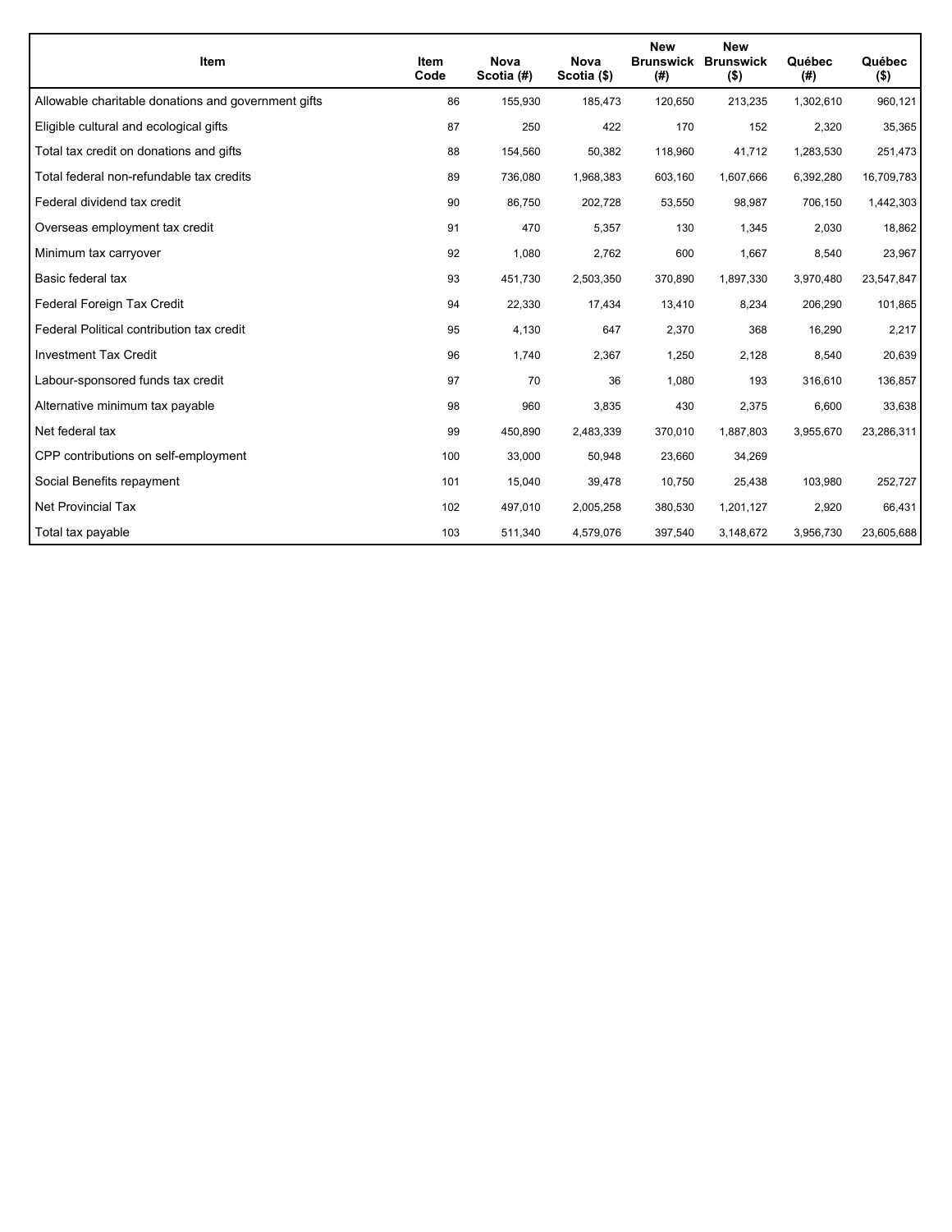| Item | Item Code | Nova Scotia (#) | Nova Scotia ($) | New Brunswick (#) | New Brunswick ($) | Québec (#) | Québec ($) |
|---|---|---|---|---|---|---|---|
| Allowable charitable donations and government gifts | 86 | 155,930 | 185,473 | 120,650 | 213,235 | 1,302,610 | 960,121 |
| Eligible cultural and ecological gifts | 87 | 250 | 422 | 170 | 152 | 2,320 | 35,365 |
| Total tax credit on donations and gifts | 88 | 154,560 | 50,382 | 118,960 | 41,712 | 1,283,530 | 251,473 |
| Total federal non-refundable tax credits | 89 | 736,080 | 1,968,383 | 603,160 | 1,607,666 | 6,392,280 | 16,709,783 |
| Federal dividend tax credit | 90 | 86,750 | 202,728 | 53,550 | 98,987 | 706,150 | 1,442,303 |
| Overseas employment tax credit | 91 | 470 | 5,357 | 130 | 1,345 | 2,030 | 18,862 |
| Minimum tax carryover | 92 | 1,080 | 2,762 | 600 | 1,667 | 8,540 | 23,967 |
| Basic federal tax | 93 | 451,730 | 2,503,350 | 370,890 | 1,897,330 | 3,970,480 | 23,547,847 |
| Federal Foreign Tax Credit | 94 | 22,330 | 17,434 | 13,410 | 8,234 | 206,290 | 101,865 |
| Federal Political contribution tax credit | 95 | 4,130 | 647 | 2,370 | 368 | 16,290 | 2,217 |
| Investment Tax Credit | 96 | 1,740 | 2,367 | 1,250 | 2,128 | 8,540 | 20,639 |
| Labour-sponsored funds tax credit | 97 | 70 | 36 | 1,080 | 193 | 316,610 | 136,857 |
| Alternative minimum tax payable | 98 | 960 | 3,835 | 430 | 2,375 | 6,600 | 33,638 |
| Net federal tax | 99 | 450,890 | 2,483,339 | 370,010 | 1,887,803 | 3,955,670 | 23,286,311 |
| CPP contributions on self-employment | 100 | 33,000 | 50,948 | 23,660 | 34,269 | | |
| Social Benefits repayment | 101 | 15,040 | 39,478 | 10,750 | 25,438 | 103,980 | 252,727 |
| Net Provincial Tax | 102 | 497,010 | 2,005,258 | 380,530 | 1,201,127 | 2,920 | 66,431 |
| Total tax payable | 103 | 511,340 | 4,579,076 | 397,540 | 3,148,672 | 3,956,730 | 23,605,688 |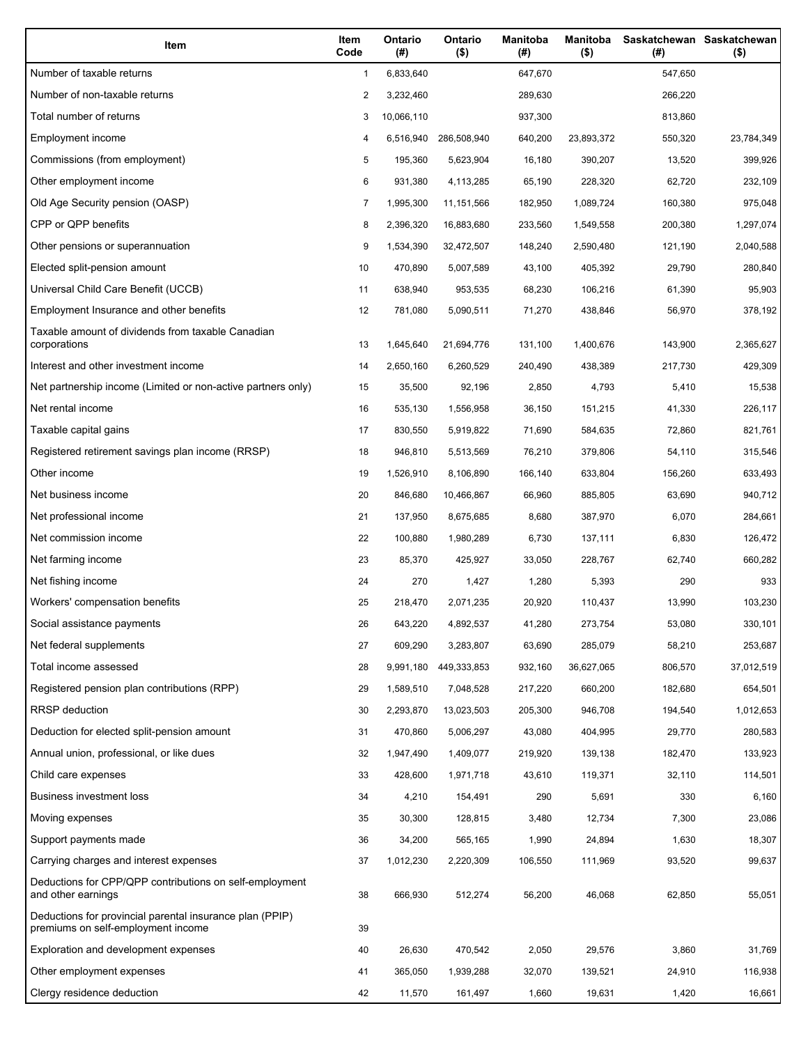| Item | Item Code | Ontario (#) | Ontario ($) | Manitoba (#) | Manitoba ($) | Saskatchewan (#) | Saskatchewan ($) |
|---|---|---|---|---|---|---|---|
| Number of taxable returns | 1 | 6,833,640 | | 647,670 | | 547,650 | |
| Number of non-taxable returns | 2 | 3,232,460 | | 289,630 | | 266,220 | |
| Total number of returns | 3 | 10,066,110 | | 937,300 | | 813,860 | |
| Employment income | 4 | 6,516,940 | 286,508,940 | 640,200 | 23,893,372 | 550,320 | 23,784,349 |
| Commissions (from employment) | 5 | 195,360 | 5,623,904 | 16,180 | 390,207 | 13,520 | 399,926 |
| Other employment income | 6 | 931,380 | 4,113,285 | 65,190 | 228,320 | 62,720 | 232,109 |
| Old Age Security pension (OASP) | 7 | 1,995,300 | 11,151,566 | 182,950 | 1,089,724 | 160,380 | 975,048 |
| CPP or QPP benefits | 8 | 2,396,320 | 16,883,680 | 233,560 | 1,549,558 | 200,380 | 1,297,074 |
| Other pensions or superannuation | 9 | 1,534,390 | 32,472,507 | 148,240 | 2,590,480 | 121,190 | 2,040,588 |
| Elected split-pension amount | 10 | 470,890 | 5,007,589 | 43,100 | 405,392 | 29,790 | 280,840 |
| Universal Child Care Benefit (UCCB) | 11 | 638,940 | 953,535 | 68,230 | 106,216 | 61,390 | 95,903 |
| Employment Insurance and other benefits | 12 | 781,080 | 5,090,511 | 71,270 | 438,846 | 56,970 | 378,192 |
| Taxable amount of dividends from taxable Canadian corporations | 13 | 1,645,640 | 21,694,776 | 131,100 | 1,400,676 | 143,900 | 2,365,627 |
| Interest and other investment income | 14 | 2,650,160 | 6,260,529 | 240,490 | 438,389 | 217,730 | 429,309 |
| Net partnership income (Limited or non-active partners only) | 15 | 35,500 | 92,196 | 2,850 | 4,793 | 5,410 | 15,538 |
| Net rental income | 16 | 535,130 | 1,556,958 | 36,150 | 151,215 | 41,330 | 226,117 |
| Taxable capital gains | 17 | 830,550 | 5,919,822 | 71,690 | 584,635 | 72,860 | 821,761 |
| Registered retirement savings plan income (RRSP) | 18 | 946,810 | 5,513,569 | 76,210 | 379,806 | 54,110 | 315,546 |
| Other income | 19 | 1,526,910 | 8,106,890 | 166,140 | 633,804 | 156,260 | 633,493 |
| Net business income | 20 | 846,680 | 10,466,867 | 66,960 | 885,805 | 63,690 | 940,712 |
| Net professional income | 21 | 137,950 | 8,675,685 | 8,680 | 387,970 | 6,070 | 284,661 |
| Net commission income | 22 | 100,880 | 1,980,289 | 6,730 | 137,111 | 6,830 | 126,472 |
| Net farming income | 23 | 85,370 | 425,927 | 33,050 | 228,767 | 62,740 | 660,282 |
| Net fishing income | 24 | 270 | 1,427 | 1,280 | 5,393 | 290 | 933 |
| Workers' compensation benefits | 25 | 218,470 | 2,071,235 | 20,920 | 110,437 | 13,990 | 103,230 |
| Social assistance payments | 26 | 643,220 | 4,892,537 | 41,280 | 273,754 | 53,080 | 330,101 |
| Net federal supplements | 27 | 609,290 | 3,283,807 | 63,690 | 285,079 | 58,210 | 253,687 |
| Total income assessed | 28 | 9,991,180 | 449,333,853 | 932,160 | 36,627,065 | 806,570 | 37,012,519 |
| Registered pension plan contributions (RPP) | 29 | 1,589,510 | 7,048,528 | 217,220 | 660,200 | 182,680 | 654,501 |
| RRSP deduction | 30 | 2,293,870 | 13,023,503 | 205,300 | 946,708 | 194,540 | 1,012,653 |
| Deduction for elected split-pension amount | 31 | 470,860 | 5,006,297 | 43,080 | 404,995 | 29,770 | 280,583 |
| Annual union, professional, or like dues | 32 | 1,947,490 | 1,409,077 | 219,920 | 139,138 | 182,470 | 133,923 |
| Child care expenses | 33 | 428,600 | 1,971,718 | 43,610 | 119,371 | 32,110 | 114,501 |
| Business investment loss | 34 | 4,210 | 154,491 | 290 | 5,691 | 330 | 6,160 |
| Moving expenses | 35 | 30,300 | 128,815 | 3,480 | 12,734 | 7,300 | 23,086 |
| Support payments made | 36 | 34,200 | 565,165 | 1,990 | 24,894 | 1,630 | 18,307 |
| Carrying charges and interest expenses | 37 | 1,012,230 | 2,220,309 | 106,550 | 111,969 | 93,520 | 99,637 |
| Deductions for CPP/QPP contributions on self-employment and other earnings | 38 | 666,930 | 512,274 | 56,200 | 46,068 | 62,850 | 55,051 |
| Deductions for provincial parental insurance plan (PPIP) premiums on self-employment income | 39 | | | | | | |
| Exploration and development expenses | 40 | 26,630 | 470,542 | 2,050 | 29,576 | 3,860 | 31,769 |
| Other employment expenses | 41 | 365,050 | 1,939,288 | 32,070 | 139,521 | 24,910 | 116,938 |
| Clergy residence deduction | 42 | 11,570 | 161,497 | 1,660 | 19,631 | 1,420 | 16,661 |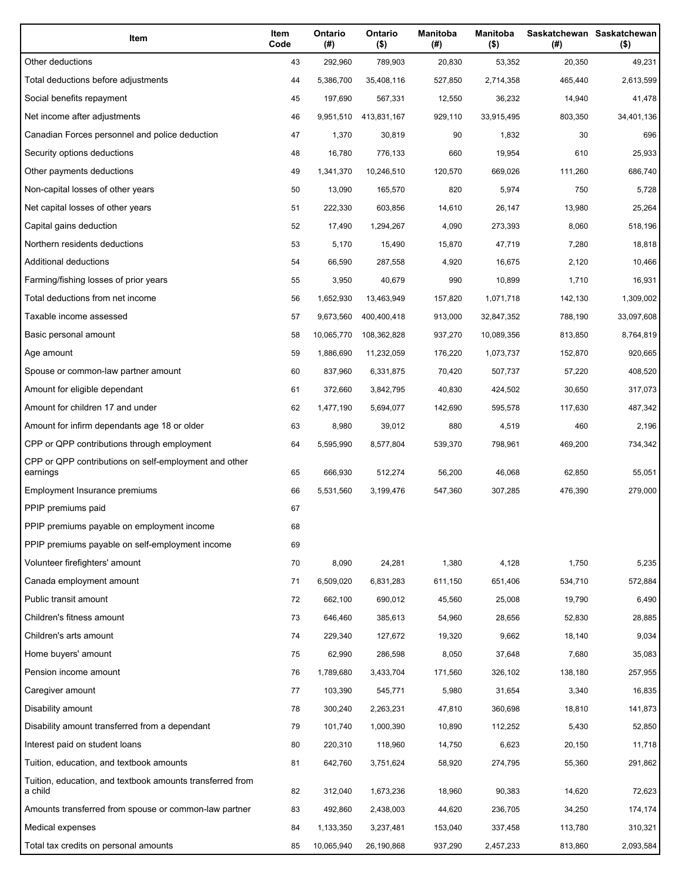| Item | Item Code | Ontario (#) | Ontario ($) | Manitoba (#) | Manitoba ($) | Saskatchewan (#) | Saskatchewan ($) |
| --- | --- | --- | --- | --- | --- | --- | --- |
| Other deductions | 43 | 292,960 | 789,903 | 20,830 | 53,352 | 20,350 | 49,231 |
| Total deductions before adjustments | 44 | 5,386,700 | 35,408,116 | 527,850 | 2,714,358 | 465,440 | 2,613,599 |
| Social benefits repayment | 45 | 197,690 | 567,331 | 12,550 | 36,232 | 14,940 | 41,478 |
| Net income after adjustments | 46 | 9,951,510 | 413,831,167 | 929,110 | 33,915,495 | 803,350 | 34,401,136 |
| Canadian Forces personnel and police deduction | 47 | 1,370 | 30,819 | 90 | 1,832 | 30 | 696 |
| Security options deductions | 48 | 16,780 | 776,133 | 660 | 19,954 | 610 | 25,933 |
| Other payments deductions | 49 | 1,341,370 | 10,246,510 | 120,570 | 669,026 | 111,260 | 686,740 |
| Non-capital losses of other years | 50 | 13,090 | 165,570 | 820 | 5,974 | 750 | 5,728 |
| Net capital losses of other years | 51 | 222,330 | 603,856 | 14,610 | 26,147 | 13,980 | 25,264 |
| Capital gains deduction | 52 | 17,490 | 1,294,267 | 4,090 | 273,393 | 8,060 | 518,196 |
| Northern residents deductions | 53 | 5,170 | 15,490 | 15,870 | 47,719 | 7,280 | 18,818 |
| Additional deductions | 54 | 66,590 | 287,558 | 4,920 | 16,675 | 2,120 | 10,466 |
| Farming/fishing losses of prior years | 55 | 3,950 | 40,679 | 990 | 10,899 | 1,710 | 16,931 |
| Total deductions from net income | 56 | 1,652,930 | 13,463,949 | 157,820 | 1,071,718 | 142,130 | 1,309,002 |
| Taxable income assessed | 57 | 9,673,560 | 400,400,418 | 913,000 | 32,847,352 | 788,190 | 33,097,608 |
| Basic personal amount | 58 | 10,065,770 | 108,362,828 | 937,270 | 10,089,356 | 813,850 | 8,764,819 |
| Age amount | 59 | 1,886,690 | 11,232,059 | 176,220 | 1,073,737 | 152,870 | 920,665 |
| Spouse or common-law partner amount | 60 | 837,960 | 6,331,875 | 70,420 | 507,737 | 57,220 | 408,520 |
| Amount for eligible dependant | 61 | 372,660 | 3,842,795 | 40,830 | 424,502 | 30,650 | 317,073 |
| Amount for children 17 and under | 62 | 1,477,190 | 5,694,077 | 142,690 | 595,578 | 117,630 | 487,342 |
| Amount for infirm dependants age 18 or older | 63 | 8,980 | 39,012 | 880 | 4,519 | 460 | 2,196 |
| CPP or QPP contributions through employment | 64 | 5,595,990 | 8,577,804 | 539,370 | 798,961 | 469,200 | 734,342 |
| CPP or QPP contributions on self-employment and other earnings | 65 | 666,930 | 512,274 | 56,200 | 46,068 | 62,850 | 55,051 |
| Employment Insurance premiums | 66 | 5,531,560 | 3,199,476 | 547,360 | 307,285 | 476,390 | 279,000 |
| PPIP premiums paid | 67 | | | | | | |
| PPIP premiums payable on employment income | 68 | | | | | | |
| PPIP premiums payable on self-employment income | 69 | | | | | | |
| Volunteer firefighters' amount | 70 | 8,090 | 24,281 | 1,380 | 4,128 | 1,750 | 5,235 |
| Canada employment amount | 71 | 6,509,020 | 6,831,283 | 611,150 | 651,406 | 534,710 | 572,884 |
| Public transit amount | 72 | 662,100 | 690,012 | 45,560 | 25,008 | 19,790 | 6,490 |
| Children's fitness amount | 73 | 646,460 | 385,613 | 54,960 | 28,656 | 52,830 | 28,885 |
| Children's arts amount | 74 | 229,340 | 127,672 | 19,320 | 9,662 | 18,140 | 9,034 |
| Home buyers' amount | 75 | 62,990 | 286,598 | 8,050 | 37,648 | 7,680 | 35,083 |
| Pension income amount | 76 | 1,789,680 | 3,433,704 | 171,560 | 326,102 | 138,180 | 257,955 |
| Caregiver amount | 77 | 103,390 | 545,771 | 5,980 | 31,654 | 3,340 | 16,835 |
| Disability amount | 78 | 300,240 | 2,263,231 | 47,810 | 360,698 | 18,810 | 141,873 |
| Disability amount transferred from a dependant | 79 | 101,740 | 1,000,390 | 10,890 | 112,252 | 5,430 | 52,850 |
| Interest paid on student loans | 80 | 220,310 | 118,960 | 14,750 | 6,623 | 20,150 | 11,718 |
| Tuition, education, and textbook amounts | 81 | 642,760 | 3,751,624 | 58,920 | 274,795 | 55,360 | 291,862 |
| Tuition, education, and textbook amounts transferred from a child | 82 | 312,040 | 1,673,236 | 18,960 | 90,383 | 14,620 | 72,623 |
| Amounts transferred from spouse or common-law partner | 83 | 492,860 | 2,438,003 | 44,620 | 236,705 | 34,250 | 174,174 |
| Medical expenses | 84 | 1,133,350 | 3,237,481 | 153,040 | 337,458 | 113,780 | 310,321 |
| Total tax credits on personal amounts | 85 | 10,065,940 | 26,190,868 | 937,290 | 2,457,233 | 813,860 | 2,093,584 |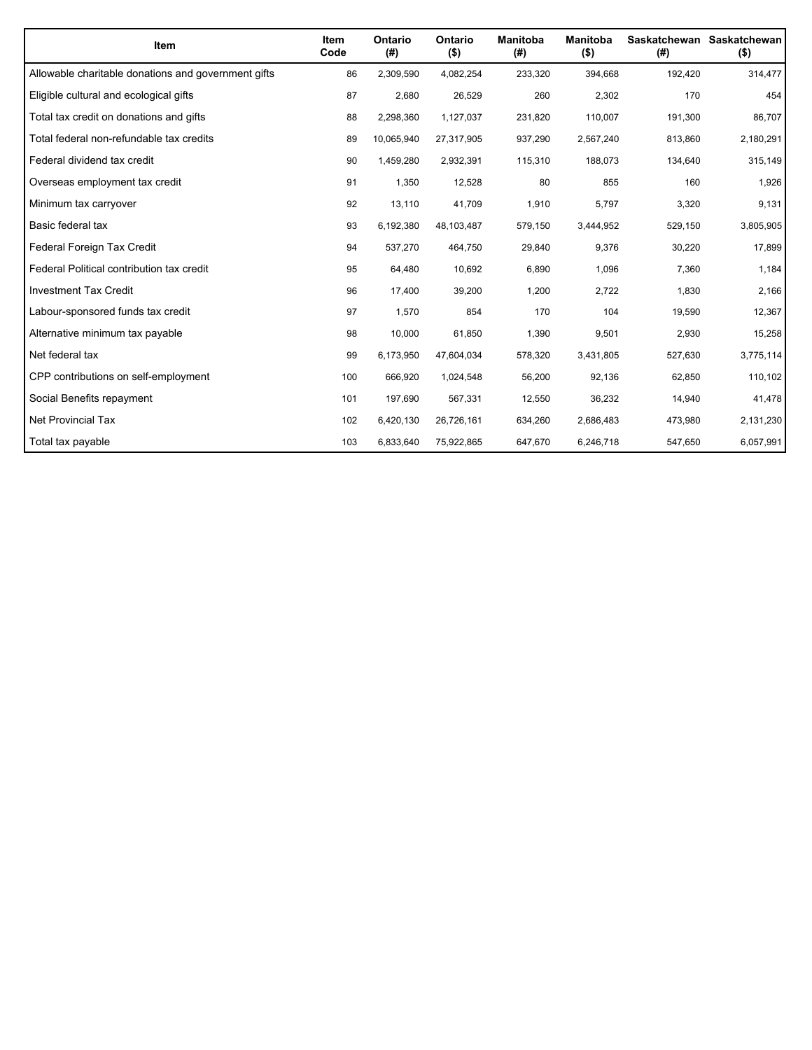| Item | Item Code | Ontario (#) | Ontario ($) | Manitoba (#) | Manitoba ($) | Saskatchewan (#) | Saskatchewan ($) |
|---|---|---|---|---|---|---|---|
| Allowable charitable donations and government gifts | 86 | 2,309,590 | 4,082,254 | 233,320 | 394,668 | 192,420 | 314,477 |
| Eligible cultural and ecological gifts | 87 | 2,680 | 26,529 | 260 | 2,302 | 170 | 454 |
| Total tax credit on donations and gifts | 88 | 2,298,360 | 1,127,037 | 231,820 | 110,007 | 191,300 | 86,707 |
| Total federal non-refundable tax credits | 89 | 10,065,940 | 27,317,905 | 937,290 | 2,567,240 | 813,860 | 2,180,291 |
| Federal dividend tax credit | 90 | 1,459,280 | 2,932,391 | 115,310 | 188,073 | 134,640 | 315,149 |
| Overseas employment tax credit | 91 | 1,350 | 12,528 | 80 | 855 | 160 | 1,926 |
| Minimum tax carryover | 92 | 13,110 | 41,709 | 1,910 | 5,797 | 3,320 | 9,131 |
| Basic federal tax | 93 | 6,192,380 | 48,103,487 | 579,150 | 3,444,952 | 529,150 | 3,805,905 |
| Federal Foreign Tax Credit | 94 | 537,270 | 464,750 | 29,840 | 9,376 | 30,220 | 17,899 |
| Federal Political contribution tax credit | 95 | 64,480 | 10,692 | 6,890 | 1,096 | 7,360 | 1,184 |
| Investment Tax Credit | 96 | 17,400 | 39,200 | 1,200 | 2,722 | 1,830 | 2,166 |
| Labour-sponsored funds tax credit | 97 | 1,570 | 854 | 170 | 104 | 19,590 | 12,367 |
| Alternative minimum tax payable | 98 | 10,000 | 61,850 | 1,390 | 9,501 | 2,930 | 15,258 |
| Net federal tax | 99 | 6,173,950 | 47,604,034 | 578,320 | 3,431,805 | 527,630 | 3,775,114 |
| CPP contributions on self-employment | 100 | 666,920 | 1,024,548 | 56,200 | 92,136 | 62,850 | 110,102 |
| Social Benefits repayment | 101 | 197,690 | 567,331 | 12,550 | 36,232 | 14,940 | 41,478 |
| Net Provincial Tax | 102 | 6,420,130 | 26,726,161 | 634,260 | 2,686,483 | 473,980 | 2,131,230 |
| Total tax payable | 103 | 6,833,640 | 75,922,865 | 647,670 | 6,246,718 | 547,650 | 6,057,991 |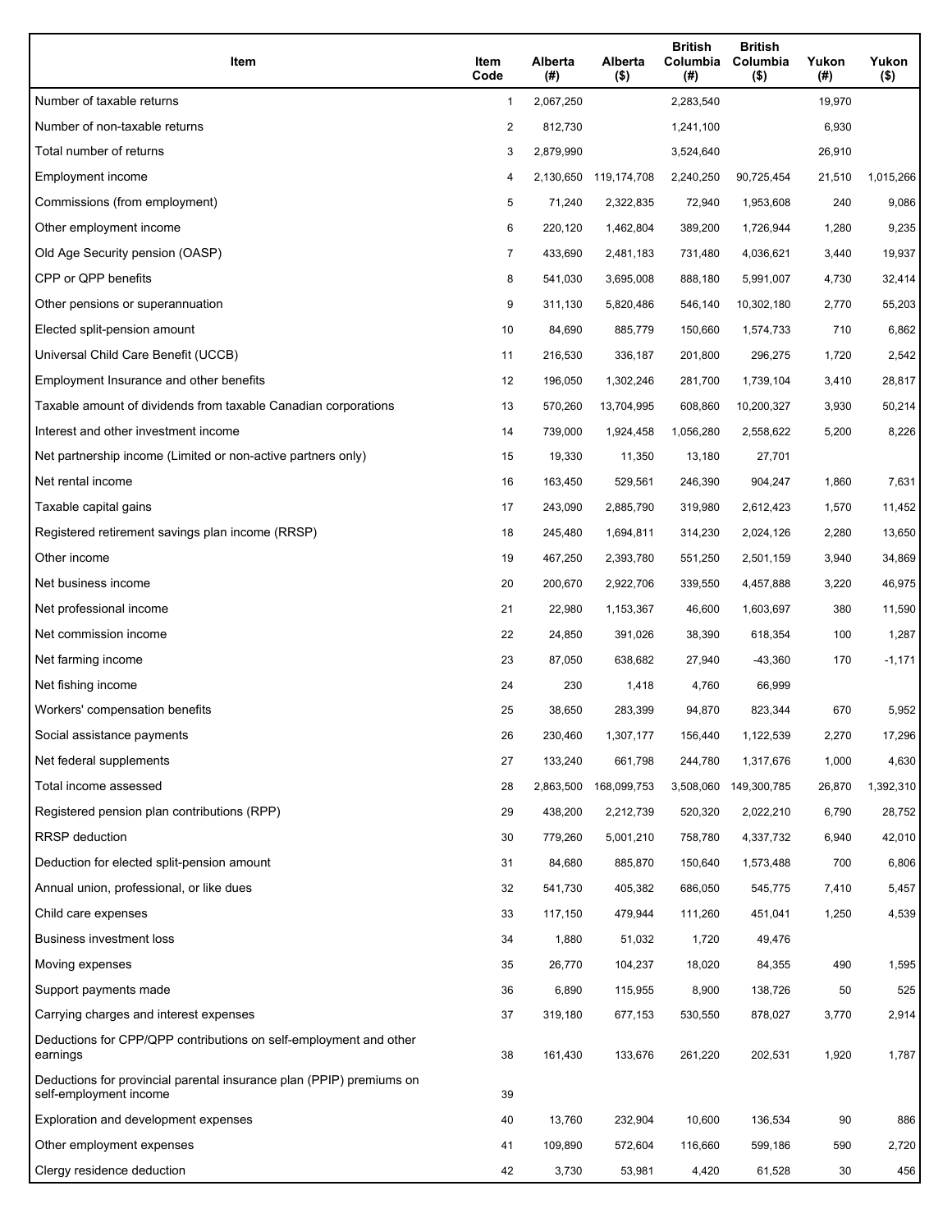| Item | Item Code | Alberta (#) | Alberta ($) | British Columbia (#) | British Columbia ($) | Yukon (#) | Yukon ($) |
|---|---|---|---|---|---|---|---|
| Number of taxable returns | 1 | 2,067,250 | | 2,283,540 | | 19,970 | |
| Number of non-taxable returns | 2 | 812,730 | | 1,241,100 | | 6,930 | |
| Total number of returns | 3 | 2,879,990 | | 3,524,640 | | 26,910 | |
| Employment income | 4 | 2,130,650 | 119,174,708 | 2,240,250 | 90,725,454 | 21,510 | 1,015,266 |
| Commissions (from employment) | 5 | 71,240 | 2,322,835 | 72,940 | 1,953,608 | 240 | 9,086 |
| Other employment income | 6 | 220,120 | 1,462,804 | 389,200 | 1,726,944 | 1,280 | 9,235 |
| Old Age Security pension (OASP) | 7 | 433,690 | 2,481,183 | 731,480 | 4,036,621 | 3,440 | 19,937 |
| CPP or QPP benefits | 8 | 541,030 | 3,695,008 | 888,180 | 5,991,007 | 4,730 | 32,414 |
| Other pensions or superannuation | 9 | 311,130 | 5,820,486 | 546,140 | 10,302,180 | 2,770 | 55,203 |
| Elected split-pension amount | 10 | 84,690 | 885,779 | 150,660 | 1,574,733 | 710 | 6,862 |
| Universal Child Care Benefit (UCCB) | 11 | 216,530 | 336,187 | 201,800 | 296,275 | 1,720 | 2,542 |
| Employment Insurance and other benefits | 12 | 196,050 | 1,302,246 | 281,700 | 1,739,104 | 3,410 | 28,817 |
| Taxable amount of dividends from taxable Canadian corporations | 13 | 570,260 | 13,704,995 | 608,860 | 10,200,327 | 3,930 | 50,214 |
| Interest and other investment income | 14 | 739,000 | 1,924,458 | 1,056,280 | 2,558,622 | 5,200 | 8,226 |
| Net partnership income (Limited or non-active partners only) | 15 | 19,330 | 11,350 | 13,180 | 27,701 | | |
| Net rental income | 16 | 163,450 | 529,561 | 246,390 | 904,247 | 1,860 | 7,631 |
| Taxable capital gains | 17 | 243,090 | 2,885,790 | 319,980 | 2,612,423 | 1,570 | 11,452 |
| Registered retirement savings plan income (RRSP) | 18 | 245,480 | 1,694,811 | 314,230 | 2,024,126 | 2,280 | 13,650 |
| Other income | 19 | 467,250 | 2,393,780 | 551,250 | 2,501,159 | 3,940 | 34,869 |
| Net business income | 20 | 200,670 | 2,922,706 | 339,550 | 4,457,888 | 3,220 | 46,975 |
| Net professional income | 21 | 22,980 | 1,153,367 | 46,600 | 1,603,697 | 380 | 11,590 |
| Net commission income | 22 | 24,850 | 391,026 | 38,390 | 618,354 | 100 | 1,287 |
| Net farming income | 23 | 87,050 | 638,682 | 27,940 | -43,360 | 170 | -1,171 |
| Net fishing income | 24 | 230 | 1,418 | 4,760 | 66,999 | | |
| Workers' compensation benefits | 25 | 38,650 | 283,399 | 94,870 | 823,344 | 670 | 5,952 |
| Social assistance payments | 26 | 230,460 | 1,307,177 | 156,440 | 1,122,539 | 2,270 | 17,296 |
| Net federal supplements | 27 | 133,240 | 661,798 | 244,780 | 1,317,676 | 1,000 | 4,630 |
| Total income assessed | 28 | 2,863,500 | 168,099,753 | 3,508,060 | 149,300,785 | 26,870 | 1,392,310 |
| Registered pension plan contributions (RPP) | 29 | 438,200 | 2,212,739 | 520,320 | 2,022,210 | 6,790 | 28,752 |
| RRSP deduction | 30 | 779,260 | 5,001,210 | 758,780 | 4,337,732 | 6,940 | 42,010 |
| Deduction for elected split-pension amount | 31 | 84,680 | 885,870 | 150,640 | 1,573,488 | 700 | 6,806 |
| Annual union, professional, or like dues | 32 | 541,730 | 405,382 | 686,050 | 545,775 | 7,410 | 5,457 |
| Child care expenses | 33 | 117,150 | 479,944 | 111,260 | 451,041 | 1,250 | 4,539 |
| Business investment loss | 34 | 1,880 | 51,032 | 1,720 | 49,476 | | |
| Moving expenses | 35 | 26,770 | 104,237 | 18,020 | 84,355 | 490 | 1,595 |
| Support payments made | 36 | 6,890 | 115,955 | 8,900 | 138,726 | 50 | 525 |
| Carrying charges and interest expenses | 37 | 319,180 | 677,153 | 530,550 | 878,027 | 3,770 | 2,914 |
| Deductions for CPP/QPP contributions on self-employment and other earnings | 38 | 161,430 | 133,676 | 261,220 | 202,531 | 1,920 | 1,787 |
| Deductions for provincial parental insurance plan (PPIP) premiums on self-employment income | 39 | | | | | | |
| Exploration and development expenses | 40 | 13,760 | 232,904 | 10,600 | 136,534 | 90 | 886 |
| Other employment expenses | 41 | 109,890 | 572,604 | 116,660 | 599,186 | 590 | 2,720 |
| Clergy residence deduction | 42 | 3,730 | 53,981 | 4,420 | 61,528 | 30 | 456 |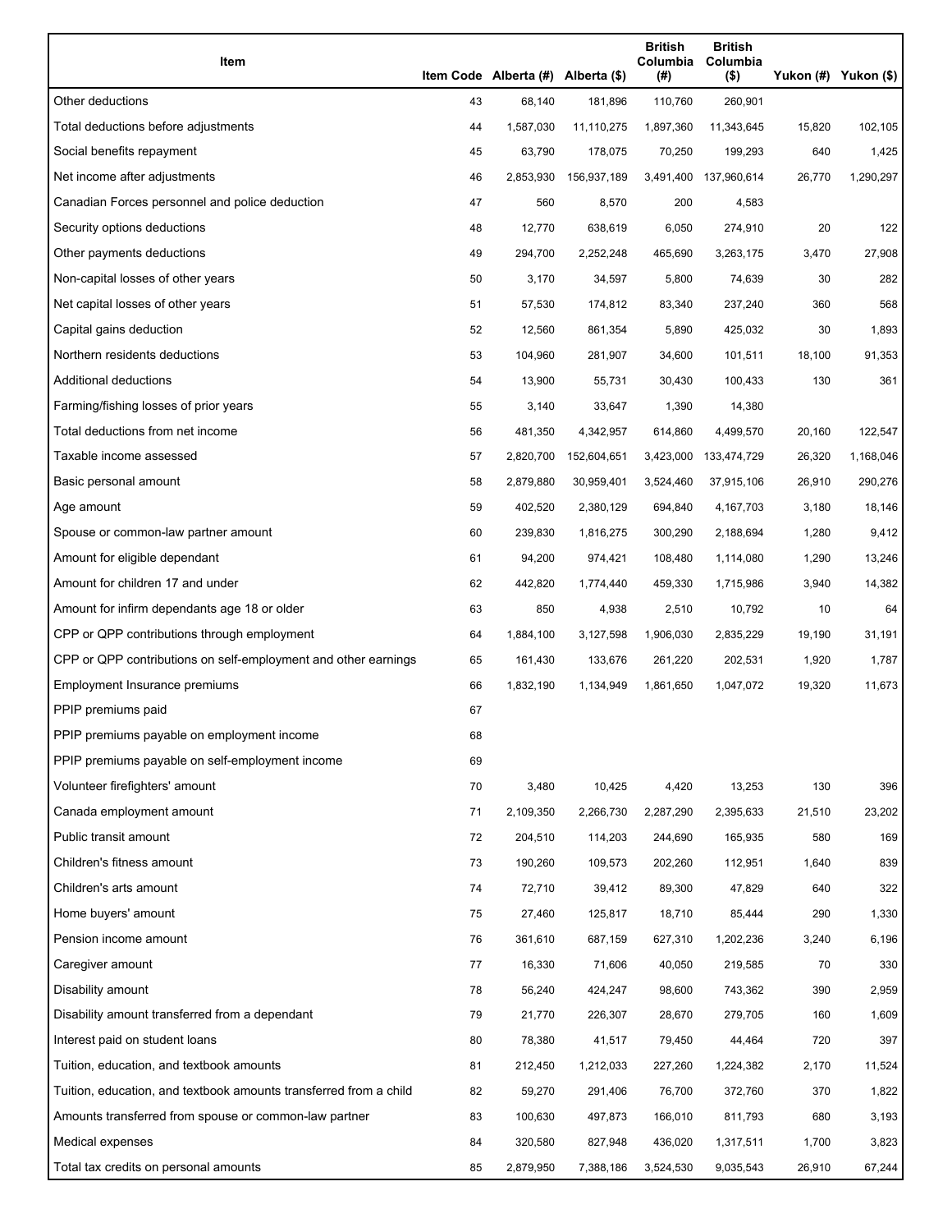| Item | Item Code | Alberta (#) | Alberta ($) | British Columbia (#) | British Columbia ($) | Yukon (#) | Yukon ($) |
|---|---|---|---|---|---|---|---|
| Other deductions | 43 | 68,140 | 181,896 | 110,760 | 260,901 | | |
| Total deductions before adjustments | 44 | 1,587,030 | 11,110,275 | 1,897,360 | 11,343,645 | 15,820 | 102,105 |
| Social benefits repayment | 45 | 63,790 | 178,075 | 70,250 | 199,293 | 640 | 1,425 |
| Net income after adjustments | 46 | 2,853,930 | 156,937,189 | 3,491,400 | 137,960,614 | 26,770 | 1,290,297 |
| Canadian Forces personnel and police deduction | 47 | 560 | 8,570 | 200 | 4,583 | | |
| Security options deductions | 48 | 12,770 | 638,619 | 6,050 | 274,910 | 20 | 122 |
| Other payments deductions | 49 | 294,700 | 2,252,248 | 465,690 | 3,263,175 | 3,470 | 27,908 |
| Non-capital losses of other years | 50 | 3,170 | 34,597 | 5,800 | 74,639 | 30 | 282 |
| Net capital losses of other years | 51 | 57,530 | 174,812 | 83,340 | 237,240 | 360 | 568 |
| Capital gains deduction | 52 | 12,560 | 861,354 | 5,890 | 425,032 | 30 | 1,893 |
| Northern residents deductions | 53 | 104,960 | 281,907 | 34,600 | 101,511 | 18,100 | 91,353 |
| Additional deductions | 54 | 13,900 | 55,731 | 30,430 | 100,433 | 130 | 361 |
| Farming/fishing losses of prior years | 55 | 3,140 | 33,647 | 1,390 | 14,380 | | |
| Total deductions from net income | 56 | 481,350 | 4,342,957 | 614,860 | 4,499,570 | 20,160 | 122,547 |
| Taxable income assessed | 57 | 2,820,700 | 152,604,651 | 3,423,000 | 133,474,729 | 26,320 | 1,168,046 |
| Basic personal amount | 58 | 2,879,880 | 30,959,401 | 3,524,460 | 37,915,106 | 26,910 | 290,276 |
| Age amount | 59 | 402,520 | 2,380,129 | 694,840 | 4,167,703 | 3,180 | 18,146 |
| Spouse or common-law partner amount | 60 | 239,830 | 1,816,275 | 300,290 | 2,188,694 | 1,280 | 9,412 |
| Amount for eligible dependant | 61 | 94,200 | 974,421 | 108,480 | 1,114,080 | 1,290 | 13,246 |
| Amount for children 17 and under | 62 | 442,820 | 1,774,440 | 459,330 | 1,715,986 | 3,940 | 14,382 |
| Amount for infirm dependants age 18 or older | 63 | 850 | 4,938 | 2,510 | 10,792 | 10 | 64 |
| CPP or QPP contributions through employment | 64 | 1,884,100 | 3,127,598 | 1,906,030 | 2,835,229 | 19,190 | 31,191 |
| CPP or QPP contributions on self-employment and other earnings | 65 | 161,430 | 133,676 | 261,220 | 202,531 | 1,920 | 1,787 |
| Employment Insurance premiums | 66 | 1,832,190 | 1,134,949 | 1,861,650 | 1,047,072 | 19,320 | 11,673 |
| PPIP premiums paid | 67 | | | | | | |
| PPIP premiums payable on employment income | 68 | | | | | | |
| PPIP premiums payable on self-employment income | 69 | | | | | | |
| Volunteer firefighters' amount | 70 | 3,480 | 10,425 | 4,420 | 13,253 | 130 | 396 |
| Canada employment amount | 71 | 2,109,350 | 2,266,730 | 2,287,290 | 2,395,633 | 21,510 | 23,202 |
| Public transit amount | 72 | 204,510 | 114,203 | 244,690 | 165,935 | 580 | 169 |
| Children's fitness amount | 73 | 190,260 | 109,573 | 202,260 | 112,951 | 1,640 | 839 |
| Children's arts amount | 74 | 72,710 | 39,412 | 89,300 | 47,829 | 640 | 322 |
| Home buyers' amount | 75 | 27,460 | 125,817 | 18,710 | 85,444 | 290 | 1,330 |
| Pension income amount | 76 | 361,610 | 687,159 | 627,310 | 1,202,236 | 3,240 | 6,196 |
| Caregiver amount | 77 | 16,330 | 71,606 | 40,050 | 219,585 | 70 | 330 |
| Disability amount | 78 | 56,240 | 424,247 | 98,600 | 743,362 | 390 | 2,959 |
| Disability amount transferred from a dependant | 79 | 21,770 | 226,307 | 28,670 | 279,705 | 160 | 1,609 |
| Interest paid on student loans | 80 | 78,380 | 41,517 | 79,450 | 44,464 | 720 | 397 |
| Tuition, education, and textbook amounts | 81 | 212,450 | 1,212,033 | 227,260 | 1,224,382 | 2,170 | 11,524 |
| Tuition, education, and textbook amounts transferred from a child | 82 | 59,270 | 291,406 | 76,700 | 372,760 | 370 | 1,822 |
| Amounts transferred from spouse or common-law partner | 83 | 100,630 | 497,873 | 166,010 | 811,793 | 680 | 3,193 |
| Medical expenses | 84 | 320,580 | 827,948 | 436,020 | 1,317,511 | 1,700 | 3,823 |
| Total tax credits on personal amounts | 85 | 2,879,950 | 7,388,186 | 3,524,530 | 9,035,543 | 26,910 | 67,244 |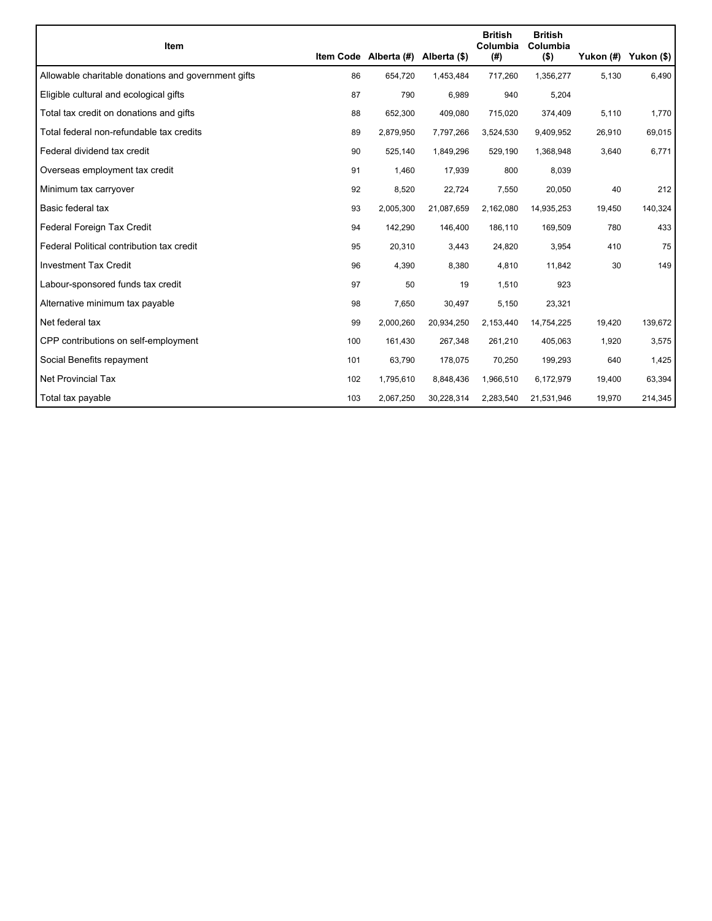| Item | Item Code | Alberta (#) | Alberta ($) | British Columbia (#) | British Columbia ($) | Yukon (#) | Yukon ($) |
| --- | --- | --- | --- | --- | --- | --- | --- |
| Allowable charitable donations and government gifts | 86 | 654,720 | 1,453,484 | 717,260 | 1,356,277 | 5,130 | 6,490 |
| Eligible cultural and ecological gifts | 87 | 790 | 6,989 | 940 | 5,204 | | |
| Total tax credit on donations and gifts | 88 | 652,300 | 409,080 | 715,020 | 374,409 | 5,110 | 1,770 |
| Total federal non-refundable tax credits | 89 | 2,879,950 | 7,797,266 | 3,524,530 | 9,409,952 | 26,910 | 69,015 |
| Federal dividend tax credit | 90 | 525,140 | 1,849,296 | 529,190 | 1,368,948 | 3,640 | 6,771 |
| Overseas employment tax credit | 91 | 1,460 | 17,939 | 800 | 8,039 | | |
| Minimum tax carryover | 92 | 8,520 | 22,724 | 7,550 | 20,050 | 40 | 212 |
| Basic federal tax | 93 | 2,005,300 | 21,087,659 | 2,162,080 | 14,935,253 | 19,450 | 140,324 |
| Federal Foreign Tax Credit | 94 | 142,290 | 146,400 | 186,110 | 169,509 | 780 | 433 |
| Federal Political contribution tax credit | 95 | 20,310 | 3,443 | 24,820 | 3,954 | 410 | 75 |
| Investment Tax Credit | 96 | 4,390 | 8,380 | 4,810 | 11,842 | 30 | 149 |
| Labour-sponsored funds tax credit | 97 | 50 | 19 | 1,510 | 923 | | |
| Alternative minimum tax payable | 98 | 7,650 | 30,497 | 5,150 | 23,321 | | |
| Net federal tax | 99 | 2,000,260 | 20,934,250 | 2,153,440 | 14,754,225 | 19,420 | 139,672 |
| CPP contributions on self-employment | 100 | 161,430 | 267,348 | 261,210 | 405,063 | 1,920 | 3,575 |
| Social Benefits repayment | 101 | 63,790 | 178,075 | 70,250 | 199,293 | 640 | 1,425 |
| Net Provincial Tax | 102 | 1,795,610 | 8,848,436 | 1,966,510 | 6,172,979 | 19,400 | 63,394 |
| Total tax payable | 103 | 2,067,250 | 30,228,314 | 2,283,540 | 21,531,946 | 19,970 | 214,345 |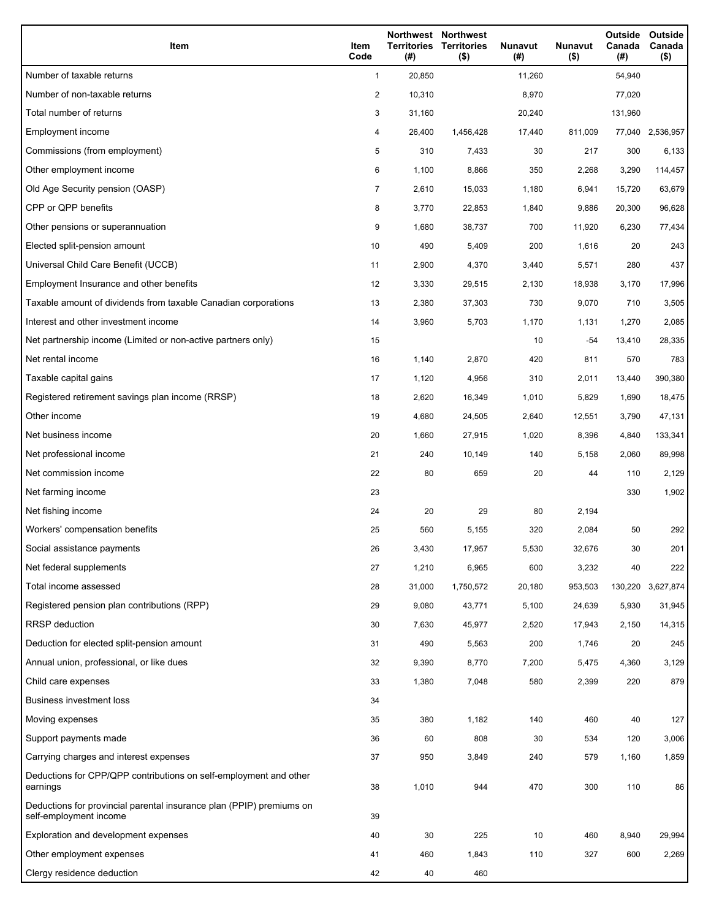| Item | Item Code | Northwest Territories (#) | Northwest Territories ($) | Nunavut (#) | Nunavut ($) | Outside Canada (#) | Outside Canada ($) |
| --- | --- | --- | --- | --- | --- | --- | --- |
| Number of taxable returns | 1 | 20,850 | | 11,260 | | 54,940 | |
| Number of non-taxable returns | 2 | 10,310 | | 8,970 | | 77,020 | |
| Total number of returns | 3 | 31,160 | | 20,240 | | 131,960 | |
| Employment income | 4 | 26,400 | 1,456,428 | 17,440 | 811,009 | 77,040 | 2,536,957 |
| Commissions (from employment) | 5 | 310 | 7,433 | 30 | 217 | 300 | 6,133 |
| Other employment income | 6 | 1,100 | 8,866 | 350 | 2,268 | 3,290 | 114,457 |
| Old Age Security pension (OASP) | 7 | 2,610 | 15,033 | 1,180 | 6,941 | 15,720 | 63,679 |
| CPP or QPP benefits | 8 | 3,770 | 22,853 | 1,840 | 9,886 | 20,300 | 96,628 |
| Other pensions or superannuation | 9 | 1,680 | 38,737 | 700 | 11,920 | 6,230 | 77,434 |
| Elected split-pension amount | 10 | 490 | 5,409 | 200 | 1,616 | 20 | 243 |
| Universal Child Care Benefit (UCCB) | 11 | 2,900 | 4,370 | 3,440 | 5,571 | 280 | 437 |
| Employment Insurance and other benefits | 12 | 3,330 | 29,515 | 2,130 | 18,938 | 3,170 | 17,996 |
| Taxable amount of dividends from taxable Canadian corporations | 13 | 2,380 | 37,303 | 730 | 9,070 | 710 | 3,505 |
| Interest and other investment income | 14 | 3,960 | 5,703 | 1,170 | 1,131 | 1,270 | 2,085 |
| Net partnership income (Limited or non-active partners only) | 15 | | | 10 | -54 | 13,410 | 28,335 |
| Net rental income | 16 | 1,140 | 2,870 | 420 | 811 | 570 | 783 |
| Taxable capital gains | 17 | 1,120 | 4,956 | 310 | 2,011 | 13,440 | 390,380 |
| Registered retirement savings plan income (RRSP) | 18 | 2,620 | 16,349 | 1,010 | 5,829 | 1,690 | 18,475 |
| Other income | 19 | 4,680 | 24,505 | 2,640 | 12,551 | 3,790 | 47,131 |
| Net business income | 20 | 1,660 | 27,915 | 1,020 | 8,396 | 4,840 | 133,341 |
| Net professional income | 21 | 240 | 10,149 | 140 | 5,158 | 2,060 | 89,998 |
| Net commission income | 22 | 80 | 659 | 20 | 44 | 110 | 2,129 |
| Net farming income | 23 | | | | | 330 | 1,902 |
| Net fishing income | 24 | 20 | 29 | 80 | 2,194 | | |
| Workers' compensation benefits | 25 | 560 | 5,155 | 320 | 2,084 | 50 | 292 |
| Social assistance payments | 26 | 3,430 | 17,957 | 5,530 | 32,676 | 30 | 201 |
| Net federal supplements | 27 | 1,210 | 6,965 | 600 | 3,232 | 40 | 222 |
| Total income assessed | 28 | 31,000 | 1,750,572 | 20,180 | 953,503 | 130,220 | 3,627,874 |
| Registered pension plan contributions (RPP) | 29 | 9,080 | 43,771 | 5,100 | 24,639 | 5,930 | 31,945 |
| RRSP deduction | 30 | 7,630 | 45,977 | 2,520 | 17,943 | 2,150 | 14,315 |
| Deduction for elected split-pension amount | 31 | 490 | 5,563 | 200 | 1,746 | 20 | 245 |
| Annual union, professional, or like dues | 32 | 9,390 | 8,770 | 7,200 | 5,475 | 4,360 | 3,129 |
| Child care expenses | 33 | 1,380 | 7,048 | 580 | 2,399 | 220 | 879 |
| Business investment loss | 34 | | | | | | |
| Moving expenses | 35 | 380 | 1,182 | 140 | 460 | 40 | 127 |
| Support payments made | 36 | 60 | 808 | 30 | 534 | 120 | 3,006 |
| Carrying charges and interest expenses | 37 | 950 | 3,849 | 240 | 579 | 1,160 | 1,859 |
| Deductions for CPP/QPP contributions on self-employment and other earnings | 38 | 1,010 | 944 | 470 | 300 | 110 | 86 |
| Deductions for provincial parental insurance plan (PPIP) premiums on self-employment income | 39 | | | | | | |
| Exploration and development expenses | 40 | 30 | 225 | 10 | 460 | 8,940 | 29,994 |
| Other employment expenses | 41 | 460 | 1,843 | 110 | 327 | 600 | 2,269 |
| Clergy residence deduction | 42 | 40 | 460 | | | | |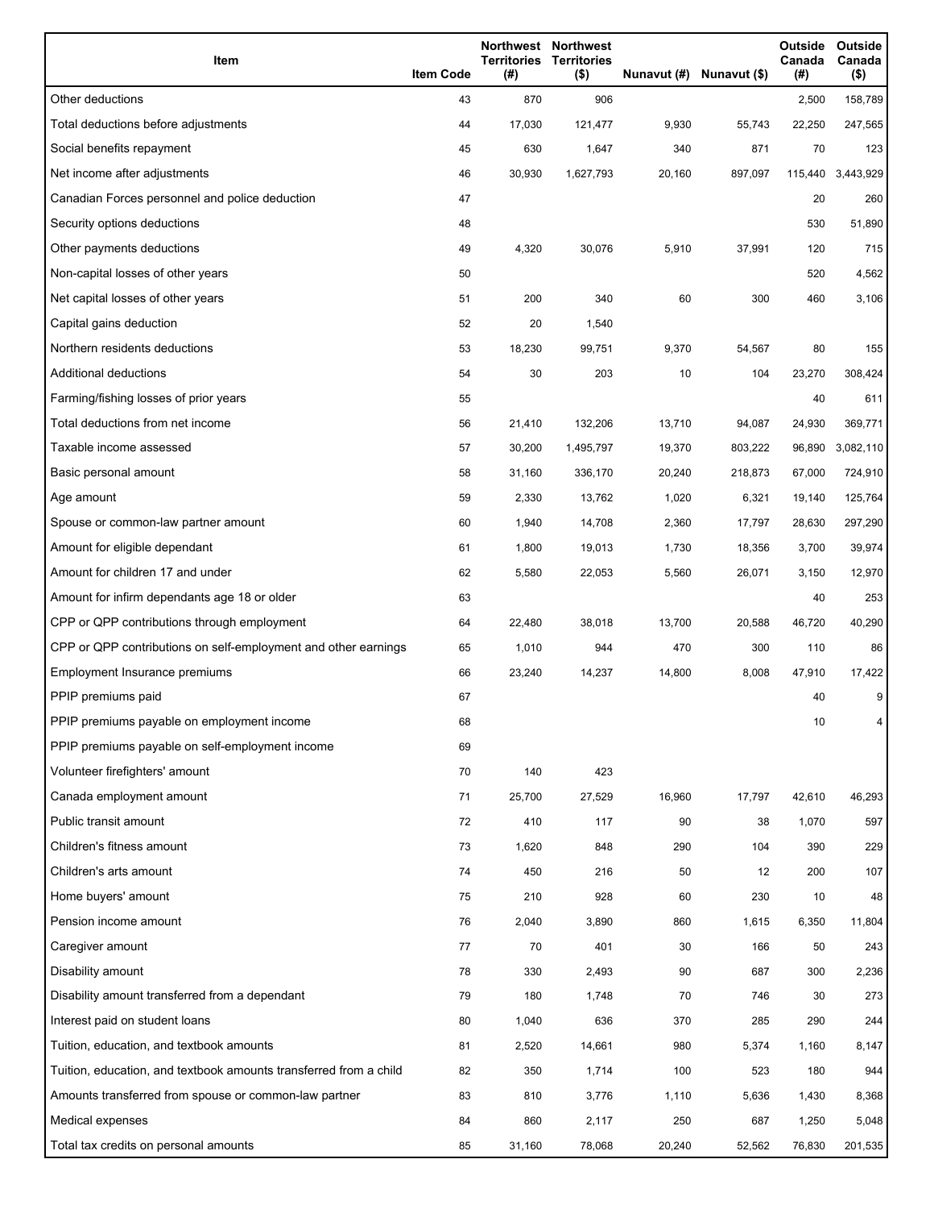| Item | Item Code | Northwest Territories (#) | Northwest Territories ($) | Nunavut (#) | Nunavut ($) | Outside Canada (#) | Outside Canada ($) |
| --- | --- | --- | --- | --- | --- | --- | --- |
| Other deductions | 43 | 870 | 906 | | | 2,500 | 158,789 |
| Total deductions before adjustments | 44 | 17,030 | 121,477 | 9,930 | 55,743 | 22,250 | 247,565 |
| Social benefits repayment | 45 | 630 | 1,647 | 340 | 871 | 70 | 123 |
| Net income after adjustments | 46 | 30,930 | 1,627,793 | 20,160 | 897,097 | 115,440 | 3,443,929 |
| Canadian Forces personnel and police deduction | 47 | | | | | 20 | 260 |
| Security options deductions | 48 | | | | | 530 | 51,890 |
| Other payments deductions | 49 | 4,320 | 30,076 | 5,910 | 37,991 | 120 | 715 |
| Non-capital losses of other years | 50 | | | | | 520 | 4,562 |
| Net capital losses of other years | 51 | 200 | 340 | 60 | 300 | 460 | 3,106 |
| Capital gains deduction | 52 | 20 | 1,540 | | | | |
| Northern residents deductions | 53 | 18,230 | 99,751 | 9,370 | 54,567 | 80 | 155 |
| Additional deductions | 54 | 30 | 203 | 10 | 104 | 23,270 | 308,424 |
| Farming/fishing losses of prior years | 55 | | | | | 40 | 611 |
| Total deductions from net income | 56 | 21,410 | 132,206 | 13,710 | 94,087 | 24,930 | 369,771 |
| Taxable income assessed | 57 | 30,200 | 1,495,797 | 19,370 | 803,222 | 96,890 | 3,082,110 |
| Basic personal amount | 58 | 31,160 | 336,170 | 20,240 | 218,873 | 67,000 | 724,910 |
| Age amount | 59 | 2,330 | 13,762 | 1,020 | 6,321 | 19,140 | 125,764 |
| Spouse or common-law partner amount | 60 | 1,940 | 14,708 | 2,360 | 17,797 | 28,630 | 297,290 |
| Amount for eligible dependant | 61 | 1,800 | 19,013 | 1,730 | 18,356 | 3,700 | 39,974 |
| Amount for children 17 and under | 62 | 5,580 | 22,053 | 5,560 | 26,071 | 3,150 | 12,970 |
| Amount for infirm dependants age 18 or older | 63 | | | | | 40 | 253 |
| CPP or QPP contributions through employment | 64 | 22,480 | 38,018 | 13,700 | 20,588 | 46,720 | 40,290 |
| CPP or QPP contributions on self-employment and other earnings | 65 | 1,010 | 944 | 470 | 300 | 110 | 86 |
| Employment Insurance premiums | 66 | 23,240 | 14,237 | 14,800 | 8,008 | 47,910 | 17,422 |
| PPIP premiums paid | 67 | | | | | 40 | 9 |
| PPIP premiums payable on employment income | 68 | | | | | 10 | 4 |
| PPIP premiums payable on self-employment income | 69 | | | | | | |
| Volunteer firefighters' amount | 70 | 140 | 423 | | | | |
| Canada employment amount | 71 | 25,700 | 27,529 | 16,960 | 17,797 | 42,610 | 46,293 |
| Public transit amount | 72 | 410 | 117 | 90 | 38 | 1,070 | 597 |
| Children's fitness amount | 73 | 1,620 | 848 | 290 | 104 | 390 | 229 |
| Children's arts amount | 74 | 450 | 216 | 50 | 12 | 200 | 107 |
| Home buyers' amount | 75 | 210 | 928 | 60 | 230 | 10 | 48 |
| Pension income amount | 76 | 2,040 | 3,890 | 860 | 1,615 | 6,350 | 11,804 |
| Caregiver amount | 77 | 70 | 401 | 30 | 166 | 50 | 243 |
| Disability amount | 78 | 330 | 2,493 | 90 | 687 | 300 | 2,236 |
| Disability amount transferred from a dependant | 79 | 180 | 1,748 | 70 | 746 | 30 | 273 |
| Interest paid on student loans | 80 | 1,040 | 636 | 370 | 285 | 290 | 244 |
| Tuition, education, and textbook amounts | 81 | 2,520 | 14,661 | 980 | 5,374 | 1,160 | 8,147 |
| Tuition, education, and textbook amounts transferred from a child | 82 | 350 | 1,714 | 100 | 523 | 180 | 944 |
| Amounts transferred from spouse or common-law partner | 83 | 810 | 3,776 | 1,110 | 5,636 | 1,430 | 8,368 |
| Medical expenses | 84 | 860 | 2,117 | 250 | 687 | 1,250 | 5,048 |
| Total tax credits on personal amounts | 85 | 31,160 | 78,068 | 20,240 | 52,562 | 76,830 | 201,535 |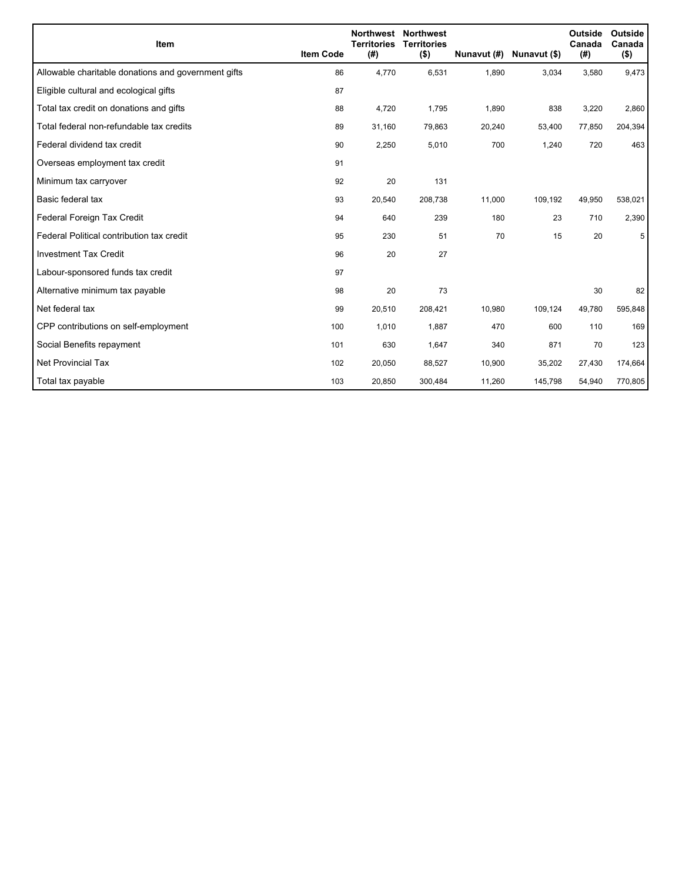| Item | Item Code | Northwest Territories (#) | Northwest Territories ($) | Nunavut (#) | Nunavut ($) | Outside Canada (#) | Outside Canada ($) |
|---|---|---|---|---|---|---|---|
| Allowable charitable donations and government gifts | 86 | 4,770 | 6,531 | 1,890 | 3,034 | 3,580 | 9,473 |
| Eligible cultural and ecological gifts | 87 | | | | | | |
| Total tax credit on donations and gifts | 88 | 4,720 | 1,795 | 1,890 | 838 | 3,220 | 2,860 |
| Total federal non-refundable tax credits | 89 | 31,160 | 79,863 | 20,240 | 53,400 | 77,850 | 204,394 |
| Federal dividend tax credit | 90 | 2,250 | 5,010 | 700 | 1,240 | 720 | 463 |
| Overseas employment tax credit | 91 | | | | | | |
| Minimum tax carryover | 92 | 20 | 131 | | | | |
| Basic federal tax | 93 | 20,540 | 208,738 | 11,000 | 109,192 | 49,950 | 538,021 |
| Federal Foreign Tax Credit | 94 | 640 | 239 | 180 | 23 | 710 | 2,390 |
| Federal Political contribution tax credit | 95 | 230 | 51 | 70 | 15 | 20 | 5 |
| Investment Tax Credit | 96 | 20 | 27 | | | | |
| Labour-sponsored funds tax credit | 97 | | | | | | |
| Alternative minimum tax payable | 98 | 20 | 73 | | | 30 | 82 |
| Net federal tax | 99 | 20,510 | 208,421 | 10,980 | 109,124 | 49,780 | 595,848 |
| CPP contributions on self-employment | 100 | 1,010 | 1,887 | 470 | 600 | 110 | 169 |
| Social Benefits repayment | 101 | 630 | 1,647 | 340 | 871 | 70 | 123 |
| Net Provincial Tax | 102 | 20,050 | 88,527 | 10,900 | 35,202 | 27,430 | 174,664 |
| Total tax payable | 103 | 20,850 | 300,484 | 11,260 | 145,798 | 54,940 | 770,805 |